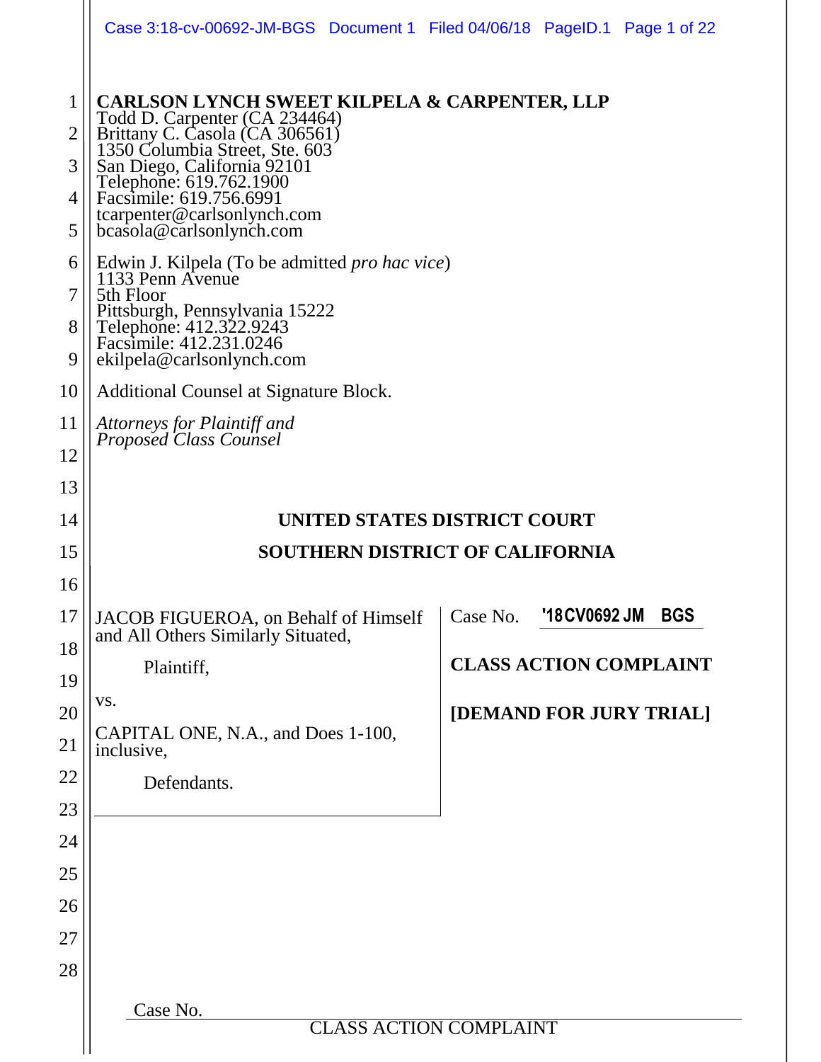**CARLSON LYNCH SWEET KILPELA & CARPENTER, LLP**
Todd D. Carpenter (CA 234464)
Brittany C. Casola (CA 306561)
1350 Columbia Street, Ste. 603
San Diego, California 92101
Telephone: 619.762.1900
Facsimile: 619.756.6991
tcarpenter@carlsonlynch.com
bcasola@carlsonlynch.com

Edwin J. Kilpela (To be admitted *pro hac vice*)
1133 Penn Avenue
5th Floor
Pittsburgh, Pennsylvania 15222
Telephone: 412.322.9243
Facsimile: 412.231.0246
ekilpela@carlsonlynch.com

Additional Counsel at Signature Block.

*Attorneys for Plaintiff and Proposed Class Counsel*

**UNITED STATES DISTRICT COURT**

**SOUTHERN DISTRICT OF CALIFORNIA**

| | |
|---|---|
| JACOB FIGUEROA, on Behalf of Himself and All Others Similarly Situated, | Case No. '18CV0692 JM BGS |
| Plaintiff, | **CLASS ACTION COMPLAINT** |
| vs. | **[DEMAND FOR JURY TRIAL]** |
| CAPITAL ONE, N.A., and Does 1-100, inclusive, | |
| Defendants. | |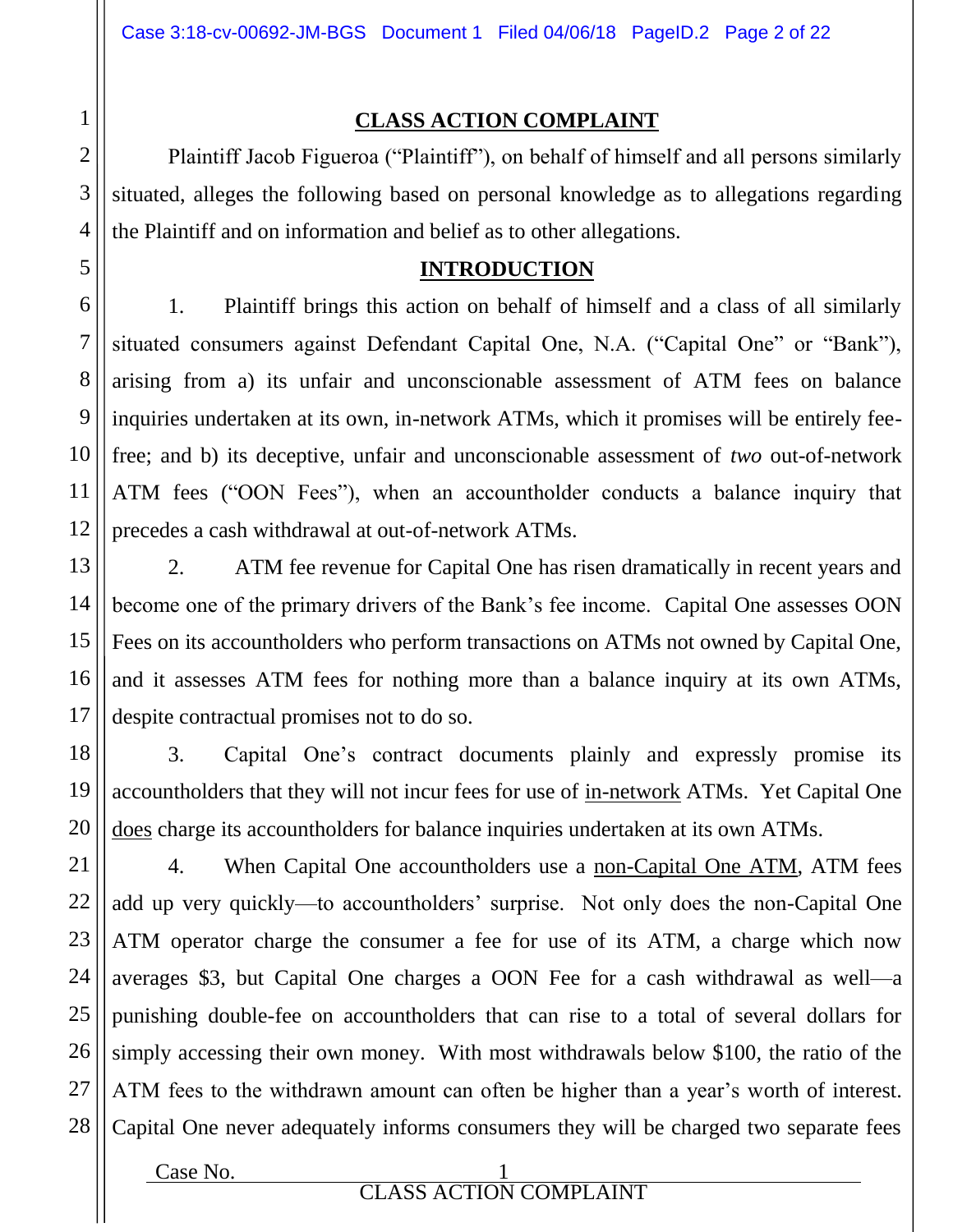## CLASS ACTION COMPLAINT

Plaintiff Jacob Figueroa ("Plaintiff"), on behalf of himself and all persons similarly situated, alleges the following based on personal knowledge as to allegations regarding the Plaintiff and on information and belief as to other allegations.

## INTRODUCTION

1. Plaintiff brings this action on behalf of himself and a class of all similarly situated consumers against Defendant Capital One, N.A. ("Capital One" or "Bank"), arising from a) its unfair and unconscionable assessment of ATM fees on balance inquiries undertaken at its own, in-network ATMs, which it promises will be entirely fee-free; and b) its deceptive, unfair and unconscionable assessment of *two* out-of-network ATM fees ("OON Fees"), when an accountholder conducts a balance inquiry that precedes a cash withdrawal at out-of-network ATMs.

2. ATM fee revenue for Capital One has risen dramatically in recent years and become one of the primary drivers of the Bank's fee income. Capital One assesses OON Fees on its accountholders who perform transactions on ATMs not owned by Capital One, and it assesses ATM fees for nothing more than a balance inquiry at its own ATMs, despite contractual promises not to do so.

3. Capital One's contract documents plainly and expressly promise its accountholders that they will not incur fees for use of <u>in-network</u> ATMs. Yet Capital One <u>does</u> charge its accountholders for balance inquiries undertaken at its own ATMs.

4. When Capital One accountholders use a <u>non-Capital One ATM</u>, ATM fees add up very quickly—to accountholders' surprise. Not only does the non-Capital One ATM operator charge the consumer a fee for use of its ATM, a charge which now averages $3, but Capital One charges a OON Fee for a cash withdrawal as well—a punishing double-fee on accountholders that can rise to a total of several dollars for simply accessing their own money. With most withdrawals below $100, the ratio of the ATM fees to the withdrawn amount can often be higher than a year's worth of interest. Capital One never adequately informs consumers they will be charged two separate fees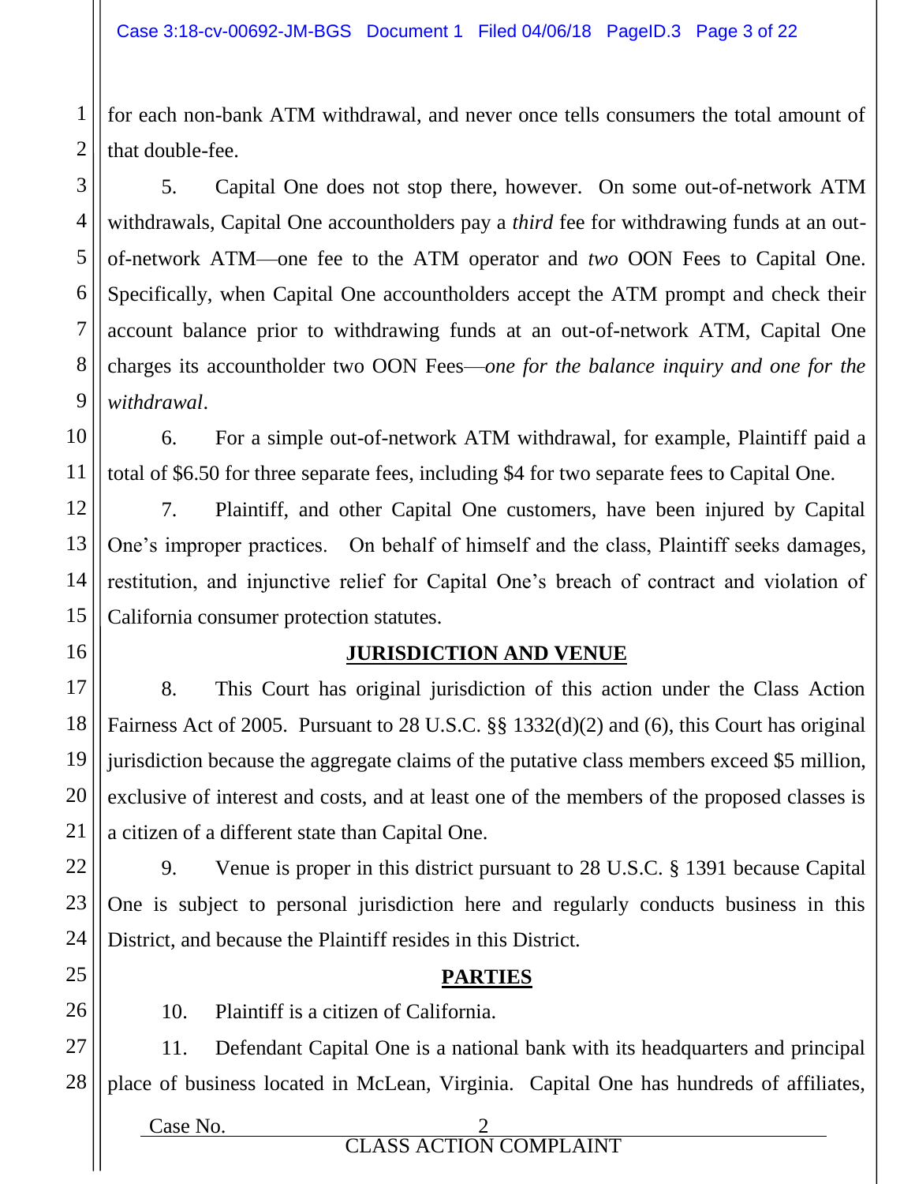for each non-bank ATM withdrawal, and never once tells consumers the total amount of that double-fee.

5. Capital One does not stop there, however. On some out-of-network ATM withdrawals, Capital One accountholders pay a *third* fee for withdrawing funds at an out-of-network ATM—one fee to the ATM operator and *two* OON Fees to Capital One. Specifically, when Capital One accountholders accept the ATM prompt and check their account balance prior to withdrawing funds at an out-of-network ATM, Capital One charges its accountholder two OON Fees—*one for the balance inquiry and one for the withdrawal*.

6. For a simple out-of-network ATM withdrawal, for example, Plaintiff paid a total of $6.50 for three separate fees, including $4 for two separate fees to Capital One.

7. Plaintiff, and other Capital One customers, have been injured by Capital One's improper practices. On behalf of himself and the class, Plaintiff seeks damages, restitution, and injunctive relief for Capital One's breach of contract and violation of California consumer protection statutes.

## JURISDICTION AND VENUE

8. This Court has original jurisdiction of this action under the Class Action Fairness Act of 2005. Pursuant to 28 U.S.C. §§ 1332(d)(2) and (6), this Court has original jurisdiction because the aggregate claims of the putative class members exceed $5 million, exclusive of interest and costs, and at least one of the members of the proposed classes is a citizen of a different state than Capital One.

9. Venue is proper in this district pursuant to 28 U.S.C. § 1391 because Capital One is subject to personal jurisdiction here and regularly conducts business in this District, and because the Plaintiff resides in this District.

## PARTIES

10. Plaintiff is a citizen of California.

11. Defendant Capital One is a national bank with its headquarters and principal place of business located in McLean, Virginia. Capital One has hundreds of affiliates,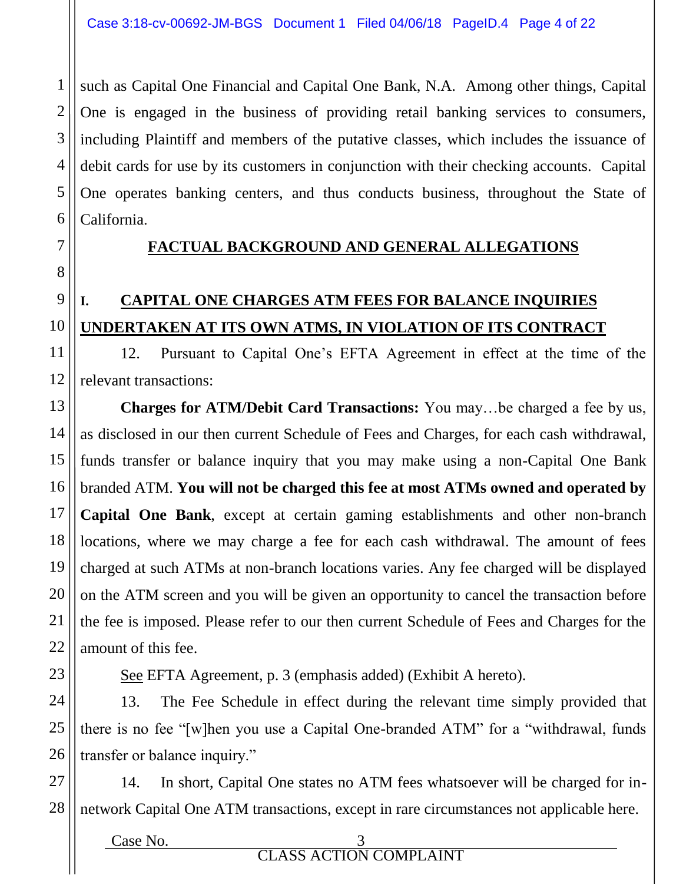such as Capital One Financial and Capital One Bank, N.A. Among other things, Capital One is engaged in the business of providing retail banking services to consumers, including Plaintiff and members of the putative classes, which includes the issuance of debit cards for use by its customers in conjunction with their checking accounts. Capital One operates banking centers, and thus conducts business, throughout the State of California.

## FACTUAL BACKGROUND AND GENERAL ALLEGATIONS

### I. CAPITAL ONE CHARGES ATM FEES FOR BALANCE INQUIRIES UNDERTAKEN AT ITS OWN ATMS, IN VIOLATION OF ITS CONTRACT

12. Pursuant to Capital One's EFTA Agreement in effect at the time of the relevant transactions:

> **Charges for ATM/Debit Card Transactions:** You may…be charged a fee by us, as disclosed in our then current Schedule of Fees and Charges, for each cash withdrawal, funds transfer or balance inquiry that you may make using a non-Capital One Bank branded ATM. **You will not be charged this fee at most ATMs owned and operated by Capital One Bank**, except at certain gaming establishments and other non-branch locations, where we may charge a fee for each cash withdrawal. The amount of fees charged at such ATMs at non-branch locations varies. Any fee charged will be displayed on the ATM screen and you will be given an opportunity to cancel the transaction before the fee is imposed. Please refer to our then current Schedule of Fees and Charges for the amount of this fee.

See EFTA Agreement, p. 3 (emphasis added) (Exhibit A hereto).

13. The Fee Schedule in effect during the relevant time simply provided that there is no fee "[w]hen you use a Capital One-branded ATM" for a "withdrawal, funds transfer or balance inquiry."

14. In short, Capital One states no ATM fees whatsoever will be charged for in-network Capital One ATM transactions, except in rare circumstances not applicable here.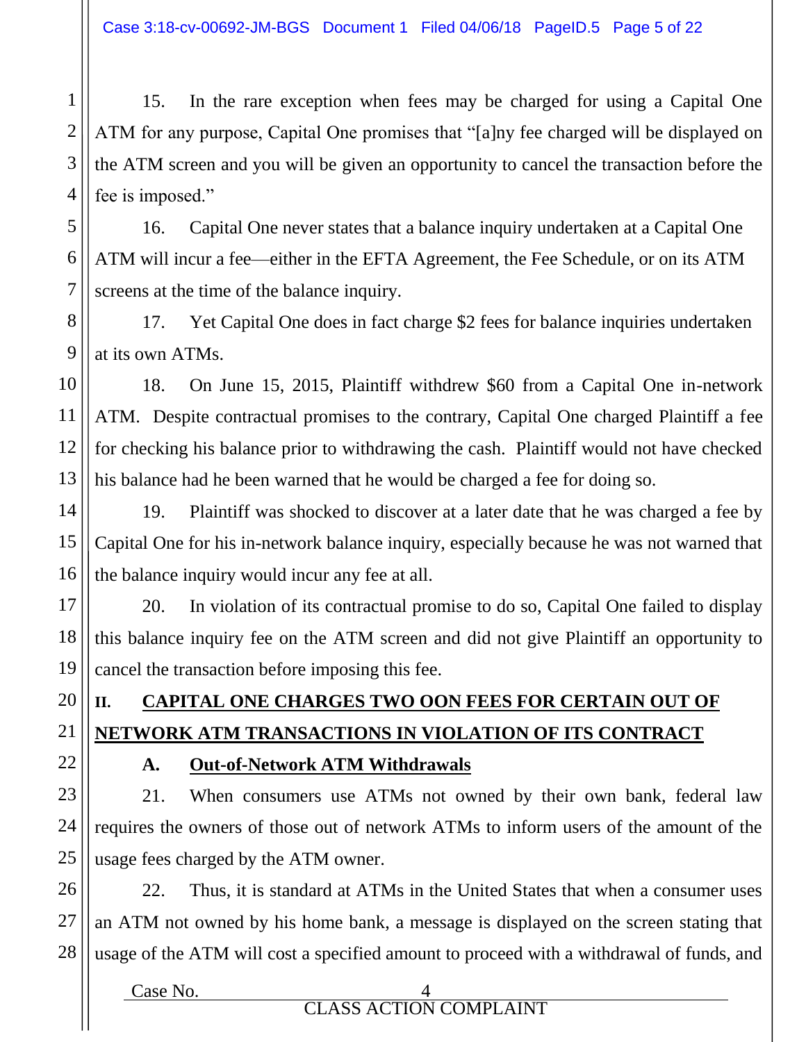15. In the rare exception when fees may be charged for using a Capital One ATM for any purpose, Capital One promises that "[a]ny fee charged will be displayed on the ATM screen and you will be given an opportunity to cancel the transaction before the fee is imposed."

16. Capital One never states that a balance inquiry undertaken at a Capital One ATM will incur a fee—either in the EFTA Agreement, the Fee Schedule, or on its ATM screens at the time of the balance inquiry.

17. Yet Capital One does in fact charge $2 fees for balance inquiries undertaken at its own ATMs.

18. On June 15, 2015, Plaintiff withdrew $60 from a Capital One in-network ATM. Despite contractual promises to the contrary, Capital One charged Plaintiff a fee for checking his balance prior to withdrawing the cash. Plaintiff would not have checked his balance had he been warned that he would be charged a fee for doing so.

19. Plaintiff was shocked to discover at a later date that he was charged a fee by Capital One for his in-network balance inquiry, especially because he was not warned that the balance inquiry would incur any fee at all.

20. In violation of its contractual promise to do so, Capital One failed to display this balance inquiry fee on the ATM screen and did not give Plaintiff an opportunity to cancel the transaction before imposing this fee.

## II. <u>CAPITAL ONE CHARGES TWO OON FEES FOR CERTAIN OUT OF NETWORK ATM TRANSACTIONS IN VIOLATION OF ITS CONTRACT</u>

### A. <u>Out-of-Network ATM Withdrawals</u>

21. When consumers use ATMs not owned by their own bank, federal law requires the owners of those out of network ATMs to inform users of the amount of the usage fees charged by the ATM owner.

22. Thus, it is standard at ATMs in the United States that when a consumer uses an ATM not owned by his home bank, a message is displayed on the screen stating that usage of the ATM will cost a specified amount to proceed with a withdrawal of funds, and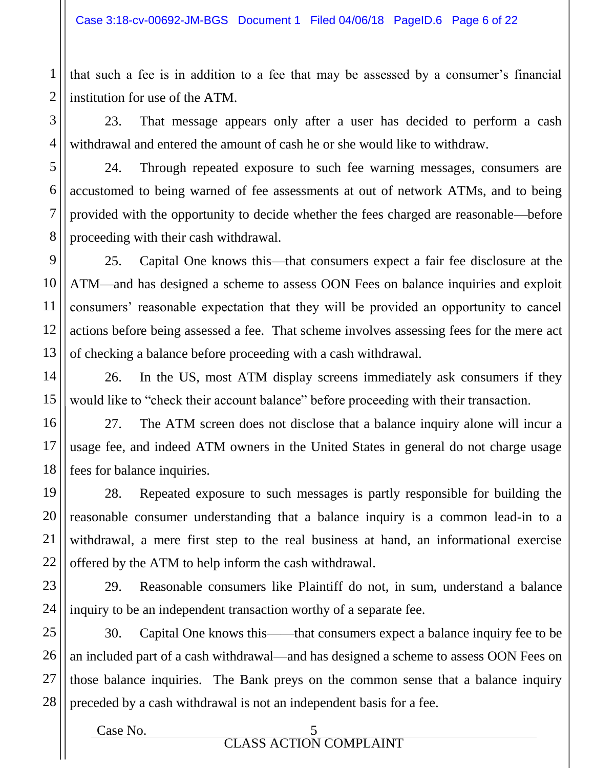that such a fee is in addition to a fee that may be assessed by a consumer's financial institution for use of the ATM.

23. That message appears only after a user has decided to perform a cash withdrawal and entered the amount of cash he or she would like to withdraw.

24. Through repeated exposure to such fee warning messages, consumers are accustomed to being warned of fee assessments at out of network ATMs, and to being provided with the opportunity to decide whether the fees charged are reasonable—before proceeding with their cash withdrawal.

25. Capital One knows this—that consumers expect a fair fee disclosure at the ATM—and has designed a scheme to assess OON Fees on balance inquiries and exploit consumers' reasonable expectation that they will be provided an opportunity to cancel actions before being assessed a fee. That scheme involves assessing fees for the mere act of checking a balance before proceeding with a cash withdrawal.

26. In the US, most ATM display screens immediately ask consumers if they would like to "check their account balance" before proceeding with their transaction.

27. The ATM screen does not disclose that a balance inquiry alone will incur a usage fee, and indeed ATM owners in the United States in general do not charge usage fees for balance inquiries.

28. Repeated exposure to such messages is partly responsible for building the reasonable consumer understanding that a balance inquiry is a common lead-in to a withdrawal, a mere first step to the real business at hand, an informational exercise offered by the ATM to help inform the cash withdrawal.

29. Reasonable consumers like Plaintiff do not, in sum, understand a balance inquiry to be an independent transaction worthy of a separate fee.

30. Capital One knows this——that consumers expect a balance inquiry fee to be an included part of a cash withdrawal—and has designed a scheme to assess OON Fees on those balance inquiries. The Bank preys on the common sense that a balance inquiry preceded by a cash withdrawal is not an independent basis for a fee.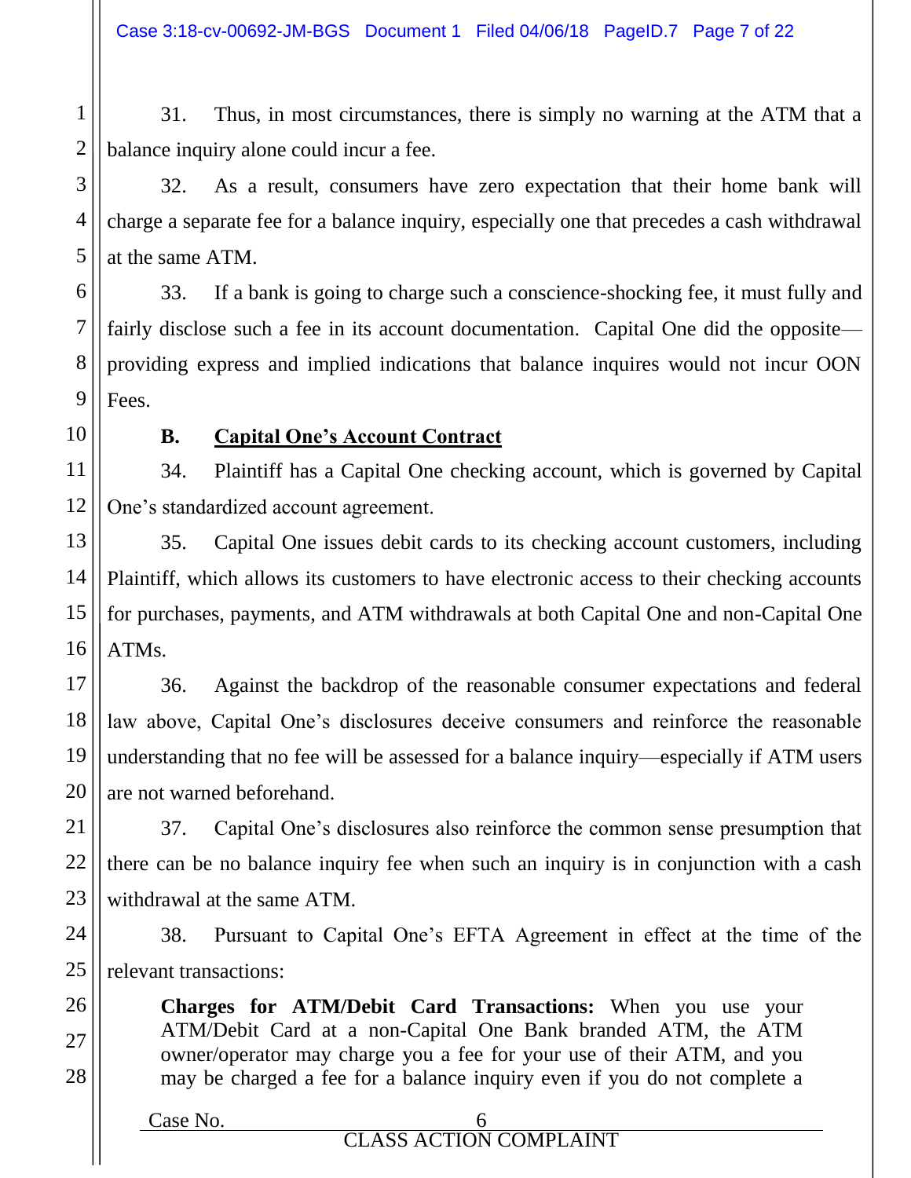31. Thus, in most circumstances, there is simply no warning at the ATM that a balance inquiry alone could incur a fee.

32. As a result, consumers have zero expectation that their home bank will charge a separate fee for a balance inquiry, especially one that precedes a cash withdrawal at the same ATM.

33. If a bank is going to charge such a conscience-shocking fee, it must fully and fairly disclose such a fee in its account documentation. Capital One did the opposite—providing express and implied indications that balance inquires would not incur OON Fees.

### B. Capital One's Account Contract

34. Plaintiff has a Capital One checking account, which is governed by Capital One's standardized account agreement.

35. Capital One issues debit cards to its checking account customers, including Plaintiff, which allows its customers to have electronic access to their checking accounts for purchases, payments, and ATM withdrawals at both Capital One and non-Capital One ATMs.

36. Against the backdrop of the reasonable consumer expectations and federal law above, Capital One's disclosures deceive consumers and reinforce the reasonable understanding that no fee will be assessed for a balance inquiry—especially if ATM users are not warned beforehand.

37. Capital One's disclosures also reinforce the common sense presumption that there can be no balance inquiry fee when such an inquiry is in conjunction with a cash withdrawal at the same ATM.

38. Pursuant to Capital One's EFTA Agreement in effect at the time of the relevant transactions:

> **Charges for ATM/Debit Card Transactions:** When you use your ATM/Debit Card at a non-Capital One Bank branded ATM, the ATM owner/operator may charge you a fee for your use of their ATM, and you may be charged a fee for a balance inquiry even if you do not complete a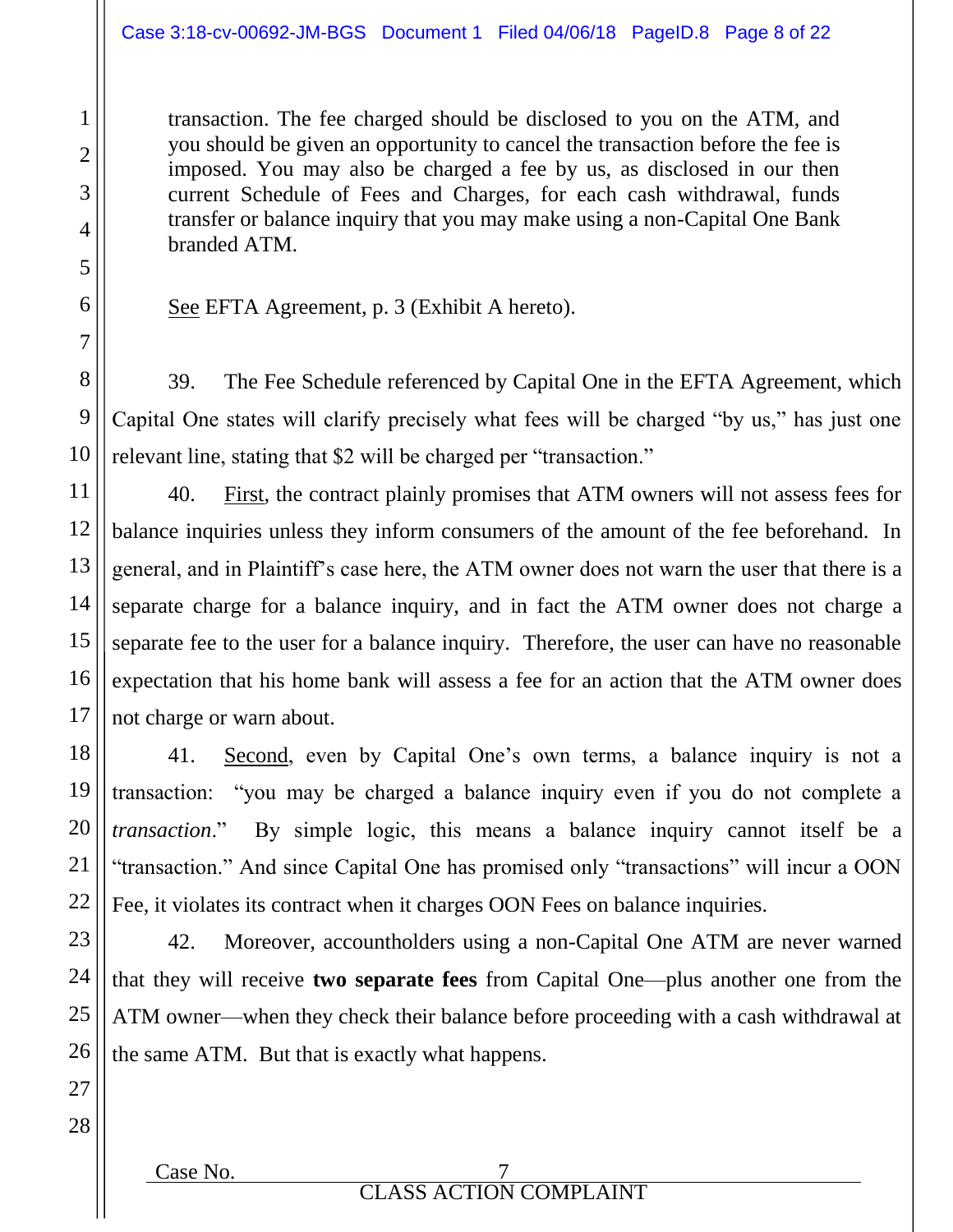> transaction. The fee charged should be disclosed to you on the ATM, and you should be given an opportunity to cancel the transaction before the fee is imposed. You may also be charged a fee by us, as disclosed in our then current Schedule of Fees and Charges, for each cash withdrawal, funds transfer or balance inquiry that you may make using a non-Capital One Bank branded ATM.

> See EFTA Agreement, p. 3 (Exhibit A hereto).

39. The Fee Schedule referenced by Capital One in the EFTA Agreement, which Capital One states will clarify precisely what fees will be charged "by us," has just one relevant line, stating that $2 will be charged per "transaction."

40. First, the contract plainly promises that ATM owners will not assess fees for balance inquiries unless they inform consumers of the amount of the fee beforehand. In general, and in Plaintiff's case here, the ATM owner does not warn the user that there is a separate charge for a balance inquiry, and in fact the ATM owner does not charge a separate fee to the user for a balance inquiry. Therefore, the user can have no reasonable expectation that his home bank will assess a fee for an action that the ATM owner does not charge or warn about.

41. Second, even by Capital One's own terms, a balance inquiry is not a transaction: "you may be charged a balance inquiry even if you do not complete a *transaction*." By simple logic, this means a balance inquiry cannot itself be a "transaction." And since Capital One has promised only "transactions" will incur a OON Fee, it violates its contract when it charges OON Fees on balance inquiries.

42. Moreover, accountholders using a non-Capital One ATM are never warned that they will receive **two separate fees** from Capital One—plus another one from the ATM owner—when they check their balance before proceeding with a cash withdrawal at the same ATM. But that is exactly what happens.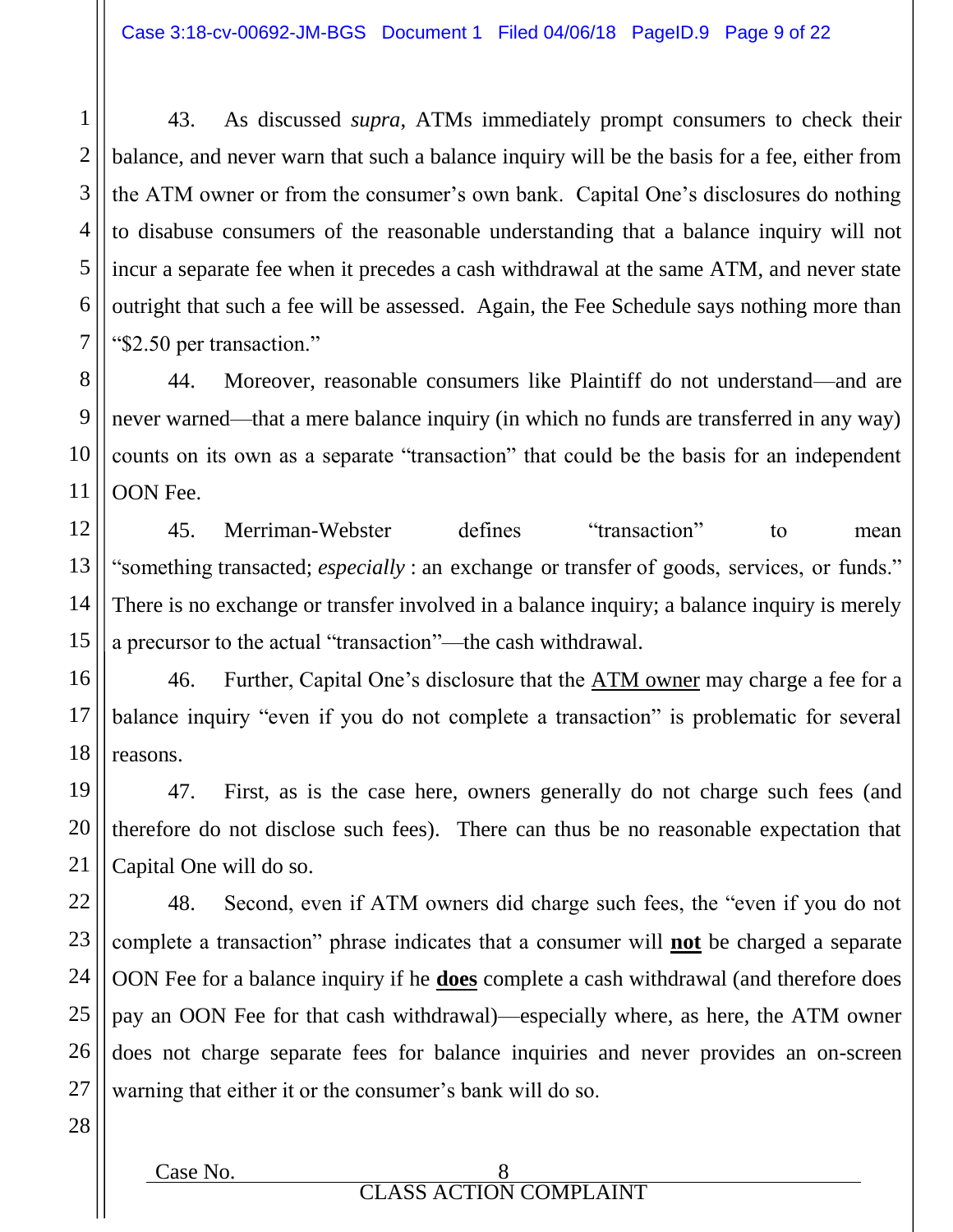43. As discussed *supra*, ATMs immediately prompt consumers to check their balance, and never warn that such a balance inquiry will be the basis for a fee, either from the ATM owner or from the consumer's own bank. Capital One's disclosures do nothing to disabuse consumers of the reasonable understanding that a balance inquiry will not incur a separate fee when it precedes a cash withdrawal at the same ATM, and never state outright that such a fee will be assessed. Again, the Fee Schedule says nothing more than "$2.50 per transaction."

44. Moreover, reasonable consumers like Plaintiff do not understand—and are never warned—that a mere balance inquiry (in which no funds are transferred in any way) counts on its own as a separate "transaction" that could be the basis for an independent OON Fee.

45. Merriman-Webster defines "transaction" to mean "something transacted; *especially* : an exchange or transfer of goods, services, or funds." There is no exchange or transfer involved in a balance inquiry; a balance inquiry is merely a precursor to the actual "transaction"—the cash withdrawal.

46. Further, Capital One's disclosure that the <u>ATM owner</u> may charge a fee for a balance inquiry "even if you do not complete a transaction" is problematic for several reasons.

47. First, as is the case here, owners generally do not charge such fees (and therefore do not disclose such fees). There can thus be no reasonable expectation that Capital One will do so.

48. Second, even if ATM owners did charge such fees, the "even if you do not complete a transaction" phrase indicates that a consumer will **<u>not</u>** be charged a separate OON Fee for a balance inquiry if he **<u>does</u>** complete a cash withdrawal (and therefore does pay an OON Fee for that cash withdrawal)—especially where, as here, the ATM owner does not charge separate fees for balance inquiries and never provides an on-screen warning that either it or the consumer's bank will do so.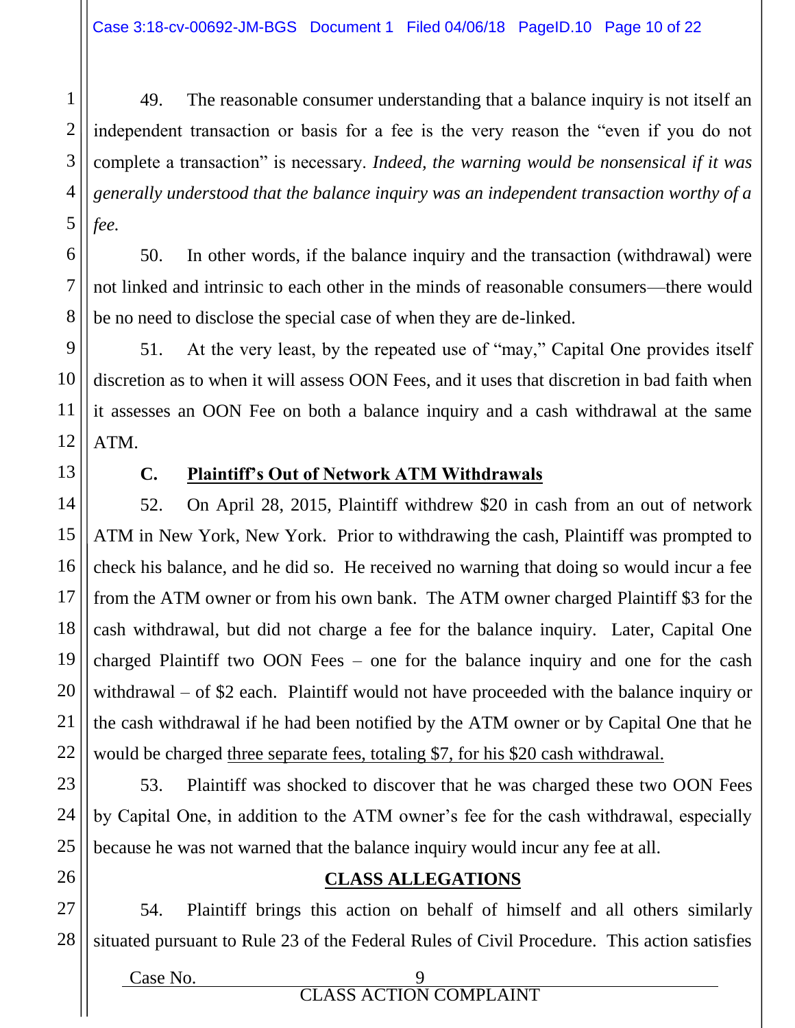49. The reasonable consumer understanding that a balance inquiry is not itself an independent transaction or basis for a fee is the very reason the "even if you do not complete a transaction" is necessary. *Indeed, the warning would be nonsensical if it was generally understood that the balance inquiry was an independent transaction worthy of a fee.*

50. In other words, if the balance inquiry and the transaction (withdrawal) were not linked and intrinsic to each other in the minds of reasonable consumers—there would be no need to disclose the special case of when they are de-linked.

51. At the very least, by the repeated use of "may," Capital One provides itself discretion as to when it will assess OON Fees, and it uses that discretion in bad faith when it assesses an OON Fee on both a balance inquiry and a cash withdrawal at the same ATM.

### C. Plaintiff's Out of Network ATM Withdrawals

52. On April 28, 2015, Plaintiff withdrew $20 in cash from an out of network ATM in New York, New York. Prior to withdrawing the cash, Plaintiff was prompted to check his balance, and he did so. He received no warning that doing so would incur a fee from the ATM owner or from his own bank. The ATM owner charged Plaintiff $3 for the cash withdrawal, but did not charge a fee for the balance inquiry. Later, Capital One charged Plaintiff two OON Fees – one for the balance inquiry and one for the cash withdrawal – of $2 each. Plaintiff would not have proceeded with the balance inquiry or the cash withdrawal if he had been notified by the ATM owner or by Capital One that he would be charged <u>three separate fees, totaling $7, for his $20 cash withdrawal.</u>

53. Plaintiff was shocked to discover that he was charged these two OON Fees by Capital One, in addition to the ATM owner's fee for the cash withdrawal, especially because he was not warned that the balance inquiry would incur any fee at all.

## CLASS ALLEGATIONS

54. Plaintiff brings this action on behalf of himself and all others similarly situated pursuant to Rule 23 of the Federal Rules of Civil Procedure. This action satisfies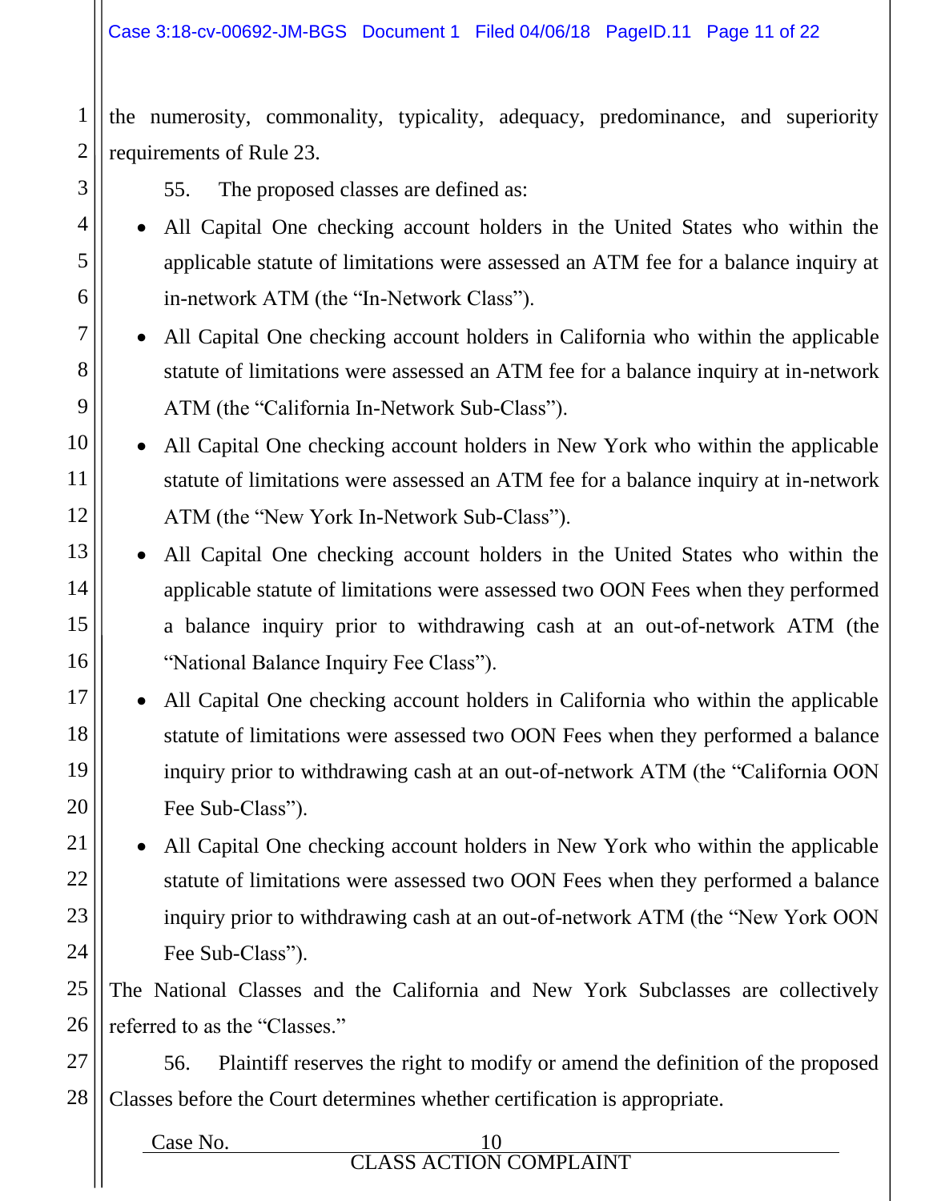the numerosity, commonality, typicality, adequacy, predominance, and superiority requirements of Rule 23.

55. The proposed classes are defined as:

- All Capital One checking account holders in the United States who within the applicable statute of limitations were assessed an ATM fee for a balance inquiry at in-network ATM (the "In-Network Class").
- All Capital One checking account holders in California who within the applicable statute of limitations were assessed an ATM fee for a balance inquiry at in-network ATM (the "California In-Network Sub-Class").
- All Capital One checking account holders in New York who within the applicable statute of limitations were assessed an ATM fee for a balance inquiry at in-network ATM (the "New York In-Network Sub-Class").
- All Capital One checking account holders in the United States who within the applicable statute of limitations were assessed two OON Fees when they performed a balance inquiry prior to withdrawing cash at an out-of-network ATM (the "National Balance Inquiry Fee Class").
- All Capital One checking account holders in California who within the applicable statute of limitations were assessed two OON Fees when they performed a balance inquiry prior to withdrawing cash at an out-of-network ATM (the "California OON Fee Sub-Class").
- All Capital One checking account holders in New York who within the applicable statute of limitations were assessed two OON Fees when they performed a balance inquiry prior to withdrawing cash at an out-of-network ATM (the "New York OON Fee Sub-Class").

The National Classes and the California and New York Subclasses are collectively referred to as the "Classes."

56. Plaintiff reserves the right to modify or amend the definition of the proposed Classes before the Court determines whether certification is appropriate.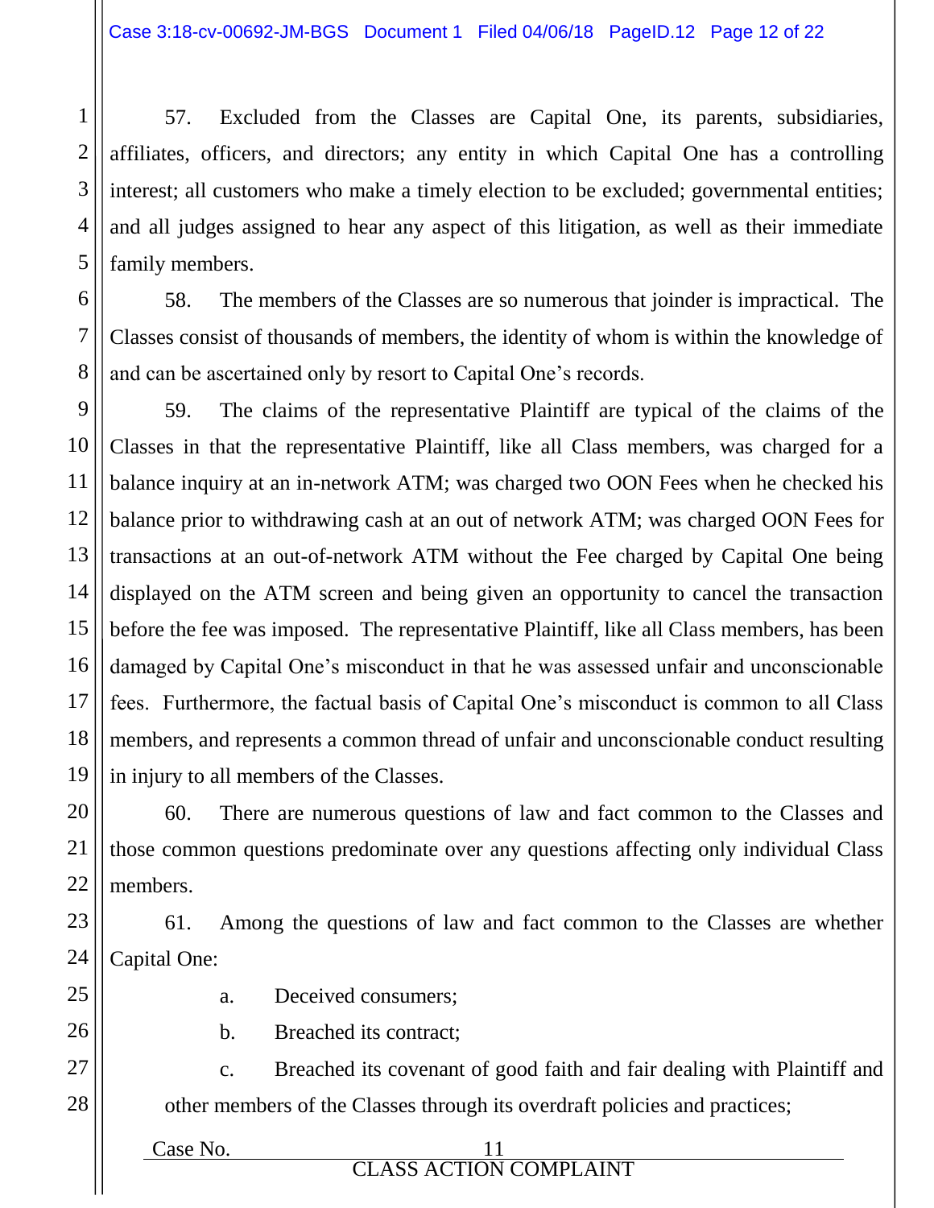57. Excluded from the Classes are Capital One, its parents, subsidiaries, affiliates, officers, and directors; any entity in which Capital One has a controlling interest; all customers who make a timely election to be excluded; governmental entities; and all judges assigned to hear any aspect of this litigation, as well as their immediate family members.

58. The members of the Classes are so numerous that joinder is impractical. The Classes consist of thousands of members, the identity of whom is within the knowledge of and can be ascertained only by resort to Capital One's records.

59. The claims of the representative Plaintiff are typical of the claims of the Classes in that the representative Plaintiff, like all Class members, was charged for a balance inquiry at an in-network ATM; was charged two OON Fees when he checked his balance prior to withdrawing cash at an out of network ATM; was charged OON Fees for transactions at an out-of-network ATM without the Fee charged by Capital One being displayed on the ATM screen and being given an opportunity to cancel the transaction before the fee was imposed. The representative Plaintiff, like all Class members, has been damaged by Capital One's misconduct in that he was assessed unfair and unconscionable fees. Furthermore, the factual basis of Capital One's misconduct is common to all Class members, and represents a common thread of unfair and unconscionable conduct resulting in injury to all members of the Classes.

60. There are numerous questions of law and fact common to the Classes and those common questions predominate over any questions affecting only individual Class members.

61. Among the questions of law and fact common to the Classes are whether Capital One:

a. Deceived consumers;

b. Breached its contract;

c. Breached its covenant of good faith and fair dealing with Plaintiff and other members of the Classes through its overdraft policies and practices;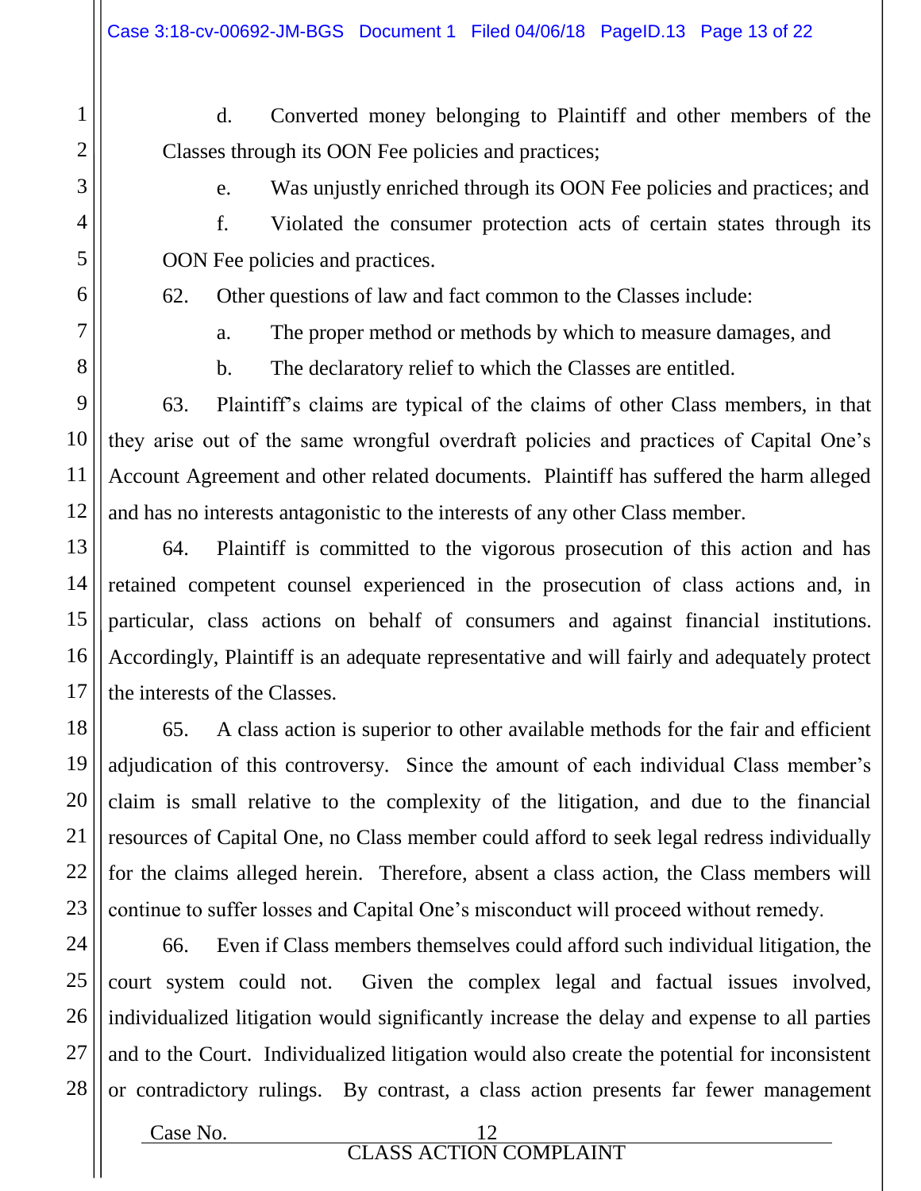d. Converted money belonging to Plaintiff and other members of the Classes through its OON Fee policies and practices;

e. Was unjustly enriched through its OON Fee policies and practices; and

f. Violated the consumer protection acts of certain states through its OON Fee policies and practices.

62. Other questions of law and fact common to the Classes include:

a. The proper method or methods by which to measure damages, and

b. The declaratory relief to which the Classes are entitled.

63. Plaintiff's claims are typical of the claims of other Class members, in that they arise out of the same wrongful overdraft policies and practices of Capital One's Account Agreement and other related documents. Plaintiff has suffered the harm alleged and has no interests antagonistic to the interests of any other Class member.

64. Plaintiff is committed to the vigorous prosecution of this action and has retained competent counsel experienced in the prosecution of class actions and, in particular, class actions on behalf of consumers and against financial institutions. Accordingly, Plaintiff is an adequate representative and will fairly and adequately protect the interests of the Classes.

65. A class action is superior to other available methods for the fair and efficient adjudication of this controversy. Since the amount of each individual Class member's claim is small relative to the complexity of the litigation, and due to the financial resources of Capital One, no Class member could afford to seek legal redress individually for the claims alleged herein. Therefore, absent a class action, the Class members will continue to suffer losses and Capital One's misconduct will proceed without remedy.

66. Even if Class members themselves could afford such individual litigation, the court system could not. Given the complex legal and factual issues involved, individualized litigation would significantly increase the delay and expense to all parties and to the Court. Individualized litigation would also create the potential for inconsistent or contradictory rulings. By contrast, a class action presents far fewer management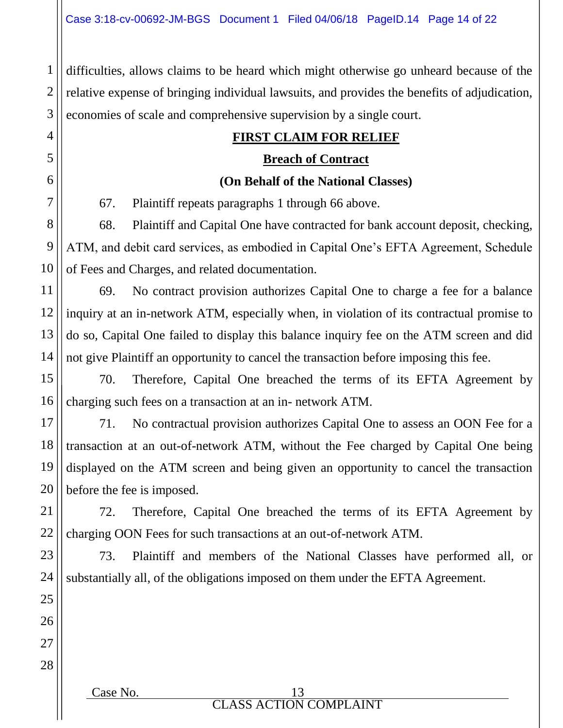difficulties, allows claims to be heard which might otherwise go unheard because of the relative expense of bringing individual lawsuits, and provides the benefits of adjudication, economies of scale and comprehensive supervision by a single court.

## FIRST CLAIM FOR RELIEF

### Breach of Contract

### (On Behalf of the National Classes)

67. Plaintiff repeats paragraphs 1 through 66 above.

68. Plaintiff and Capital One have contracted for bank account deposit, checking, ATM, and debit card services, as embodied in Capital One's EFTA Agreement, Schedule of Fees and Charges, and related documentation.

69. No contract provision authorizes Capital One to charge a fee for a balance inquiry at an in-network ATM, especially when, in violation of its contractual promise to do so, Capital One failed to display this balance inquiry fee on the ATM screen and did not give Plaintiff an opportunity to cancel the transaction before imposing this fee.

70. Therefore, Capital One breached the terms of its EFTA Agreement by charging such fees on a transaction at an in- network ATM.

71. No contractual provision authorizes Capital One to assess an OON Fee for a transaction at an out-of-network ATM, without the Fee charged by Capital One being displayed on the ATM screen and being given an opportunity to cancel the transaction before the fee is imposed.

72. Therefore, Capital One breached the terms of its EFTA Agreement by charging OON Fees for such transactions at an out-of-network ATM.

73. Plaintiff and members of the National Classes have performed all, or substantially all, of the obligations imposed on them under the EFTA Agreement.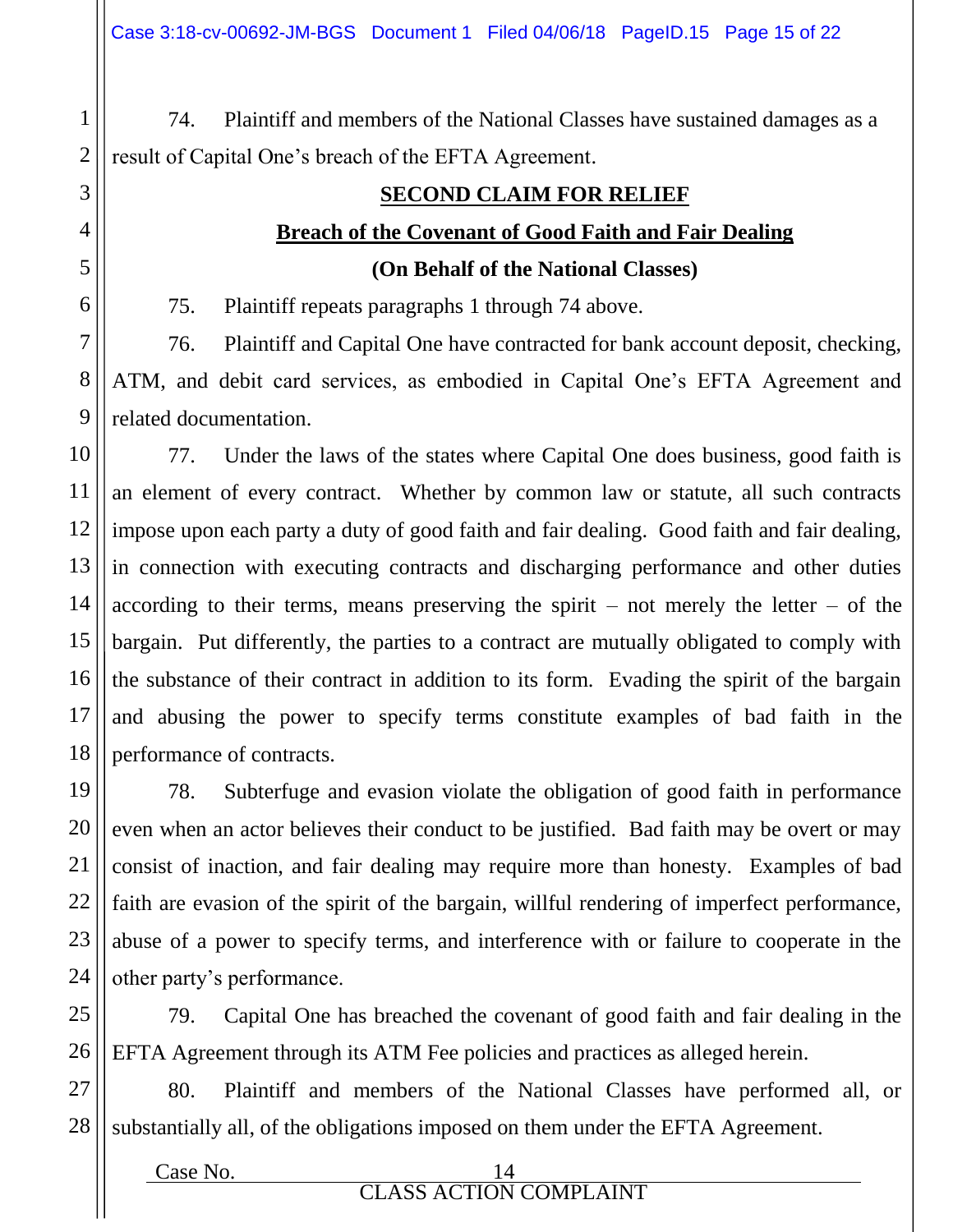74. Plaintiff and members of the National Classes have sustained damages as a result of Capital One's breach of the EFTA Agreement.

## SECOND CLAIM FOR RELIEF

## Breach of the Covenant of Good Faith and Fair Dealing

### (On Behalf of the National Classes)

75. Plaintiff repeats paragraphs 1 through 74 above.

76. Plaintiff and Capital One have contracted for bank account deposit, checking, ATM, and debit card services, as embodied in Capital One's EFTA Agreement and related documentation.

77. Under the laws of the states where Capital One does business, good faith is an element of every contract. Whether by common law or statute, all such contracts impose upon each party a duty of good faith and fair dealing. Good faith and fair dealing, in connection with executing contracts and discharging performance and other duties according to their terms, means preserving the spirit – not merely the letter – of the bargain. Put differently, the parties to a contract are mutually obligated to comply with the substance of their contract in addition to its form. Evading the spirit of the bargain and abusing the power to specify terms constitute examples of bad faith in the performance of contracts.

78. Subterfuge and evasion violate the obligation of good faith in performance even when an actor believes their conduct to be justified. Bad faith may be overt or may consist of inaction, and fair dealing may require more than honesty. Examples of bad faith are evasion of the spirit of the bargain, willful rendering of imperfect performance, abuse of a power to specify terms, and interference with or failure to cooperate in the other party's performance.

79. Capital One has breached the covenant of good faith and fair dealing in the EFTA Agreement through its ATM Fee policies and practices as alleged herein.

80. Plaintiff and members of the National Classes have performed all, or substantially all, of the obligations imposed on them under the EFTA Agreement.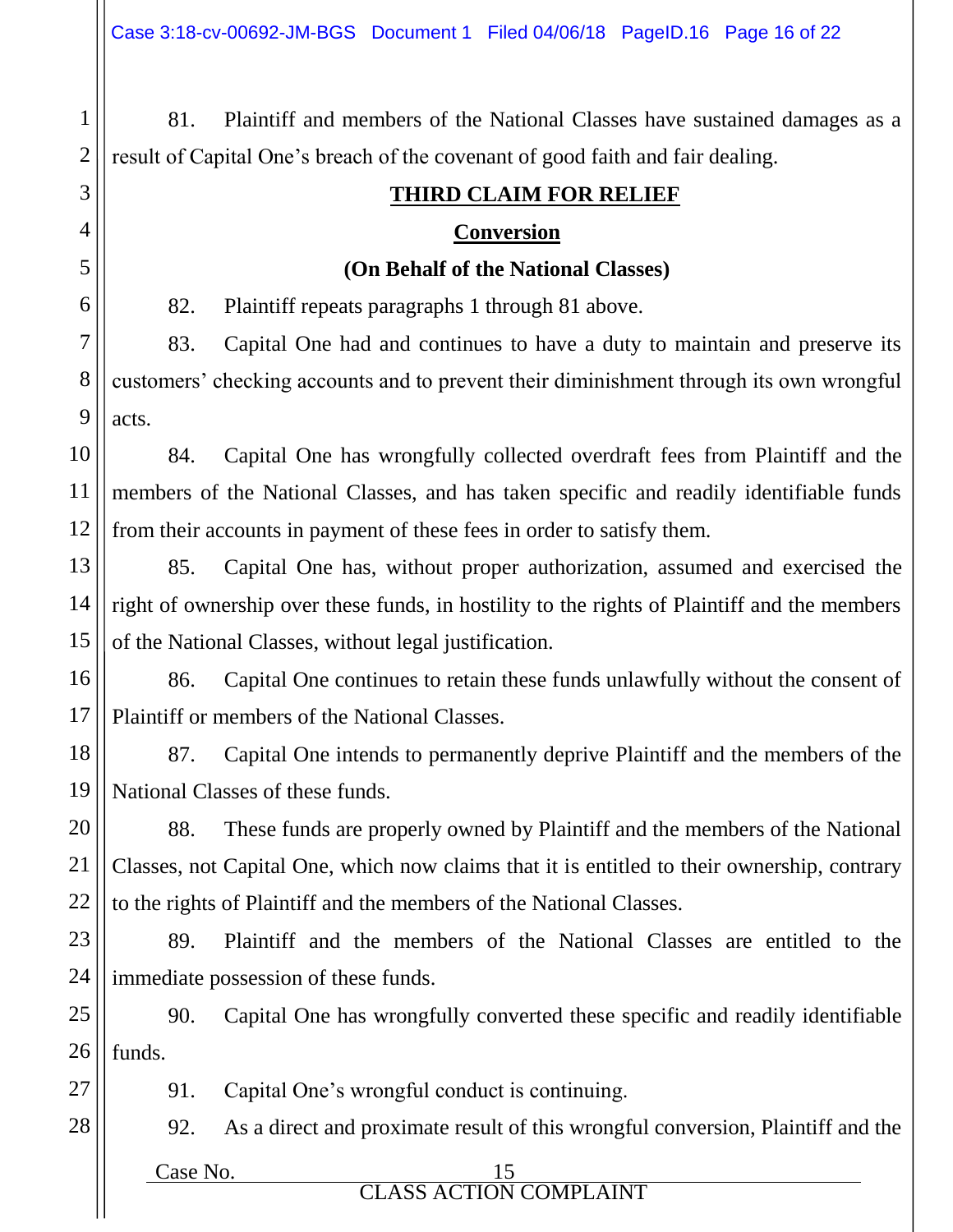81. Plaintiff and members of the National Classes have sustained damages as a result of Capital One's breach of the covenant of good faith and fair dealing.

## THIRD CLAIM FOR RELIEF

## Conversion

**(On Behalf of the National Classes)**

82. Plaintiff repeats paragraphs 1 through 81 above.

83. Capital One had and continues to have a duty to maintain and preserve its customers' checking accounts and to prevent their diminishment through its own wrongful acts.

84. Capital One has wrongfully collected overdraft fees from Plaintiff and the members of the National Classes, and has taken specific and readily identifiable funds from their accounts in payment of these fees in order to satisfy them.

85. Capital One has, without proper authorization, assumed and exercised the right of ownership over these funds, in hostility to the rights of Plaintiff and the members of the National Classes, without legal justification.

86. Capital One continues to retain these funds unlawfully without the consent of Plaintiff or members of the National Classes.

87. Capital One intends to permanently deprive Plaintiff and the members of the National Classes of these funds.

88. These funds are properly owned by Plaintiff and the members of the National Classes, not Capital One, which now claims that it is entitled to their ownership, contrary to the rights of Plaintiff and the members of the National Classes.

89. Plaintiff and the members of the National Classes are entitled to the immediate possession of these funds.

90. Capital One has wrongfully converted these specific and readily identifiable funds.

91. Capital One's wrongful conduct is continuing.

92. As a direct and proximate result of this wrongful conversion, Plaintiff and the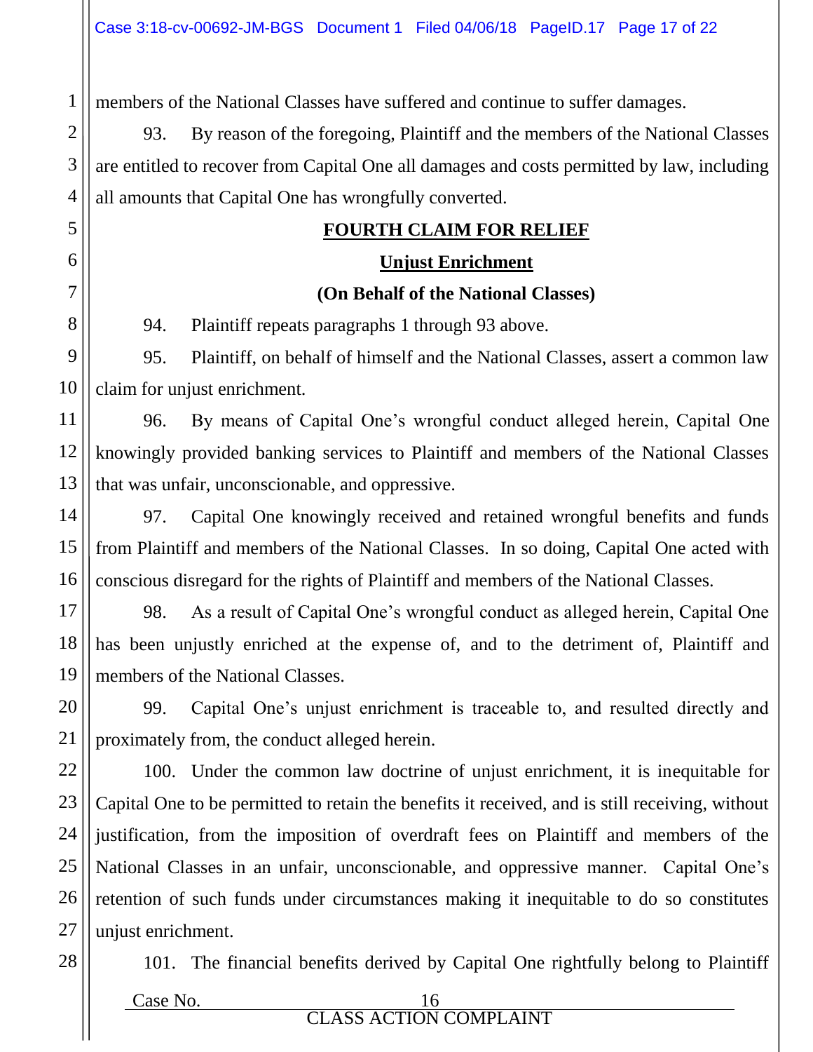members of the National Classes have suffered and continue to suffer damages.

93. By reason of the foregoing, Plaintiff and the members of the National Classes are entitled to recover from Capital One all damages and costs permitted by law, including all amounts that Capital One has wrongfully converted.

**FOURTH CLAIM FOR RELIEF**

**Unjust Enrichment**

**(On Behalf of the National Classes)**

94. Plaintiff repeats paragraphs 1 through 93 above.

95. Plaintiff, on behalf of himself and the National Classes, assert a common law claim for unjust enrichment.

96. By means of Capital One's wrongful conduct alleged herein, Capital One knowingly provided banking services to Plaintiff and members of the National Classes that was unfair, unconscionable, and oppressive.

97. Capital One knowingly received and retained wrongful benefits and funds from Plaintiff and members of the National Classes. In so doing, Capital One acted with conscious disregard for the rights of Plaintiff and members of the National Classes.

98. As a result of Capital One's wrongful conduct as alleged herein, Capital One has been unjustly enriched at the expense of, and to the detriment of, Plaintiff and members of the National Classes.

99. Capital One's unjust enrichment is traceable to, and resulted directly and proximately from, the conduct alleged herein.

100. Under the common law doctrine of unjust enrichment, it is inequitable for Capital One to be permitted to retain the benefits it received, and is still receiving, without justification, from the imposition of overdraft fees on Plaintiff and members of the National Classes in an unfair, unconscionable, and oppressive manner. Capital One's retention of such funds under circumstances making it inequitable to do so constitutes unjust enrichment.

101. The financial benefits derived by Capital One rightfully belong to Plaintiff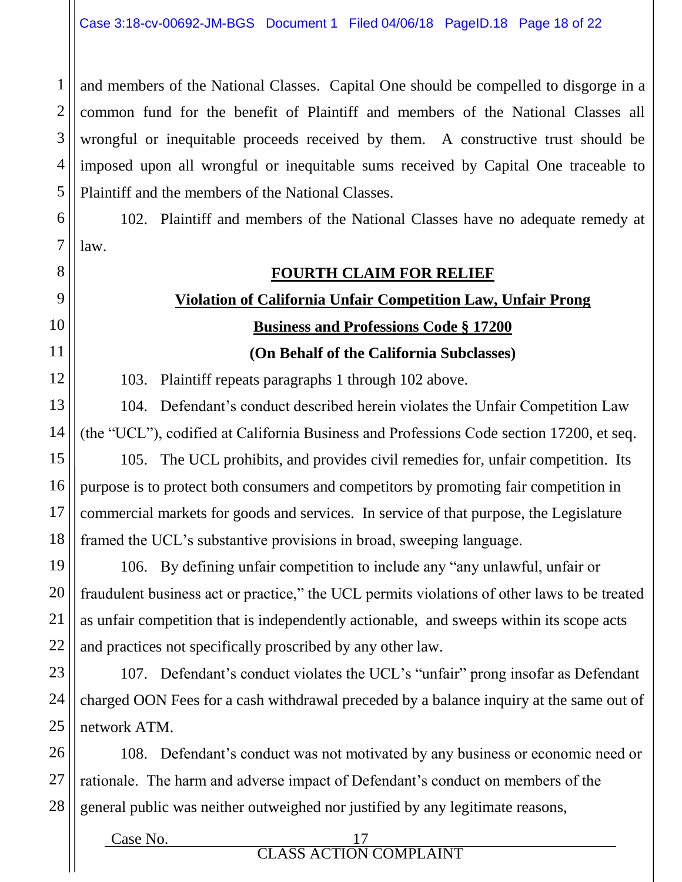and members of the National Classes. Capital One should be compelled to disgorge in a common fund for the benefit of Plaintiff and members of the National Classes all wrongful or inequitable proceeds received by them. A constructive trust should be imposed upon all wrongful or inequitable sums received by Capital One traceable to Plaintiff and the members of the National Classes.

102. Plaintiff and members of the National Classes have no adequate remedy at law.

## FOURTH CLAIM FOR RELIEF

## Violation of California Unfair Competition Law, Unfair Prong

## Business and Professions Code § 17200

**(On Behalf of the California Subclasses)**

103. Plaintiff repeats paragraphs 1 through 102 above.

104. Defendant's conduct described herein violates the Unfair Competition Law (the "UCL"), codified at California Business and Professions Code section 17200, et seq.

105. The UCL prohibits, and provides civil remedies for, unfair competition. Its purpose is to protect both consumers and competitors by promoting fair competition in commercial markets for goods and services. In service of that purpose, the Legislature framed the UCL's substantive provisions in broad, sweeping language.

106. By defining unfair competition to include any "any unlawful, unfair or fraudulent business act or practice," the UCL permits violations of other laws to be treated as unfair competition that is independently actionable, and sweeps within its scope acts and practices not specifically proscribed by any other law.

107. Defendant's conduct violates the UCL's "unfair" prong insofar as Defendant charged OON Fees for a cash withdrawal preceded by a balance inquiry at the same out of network ATM.

108. Defendant's conduct was not motivated by any business or economic need or rationale. The harm and adverse impact of Defendant's conduct on members of the general public was neither outweighed nor justified by any legitimate reasons,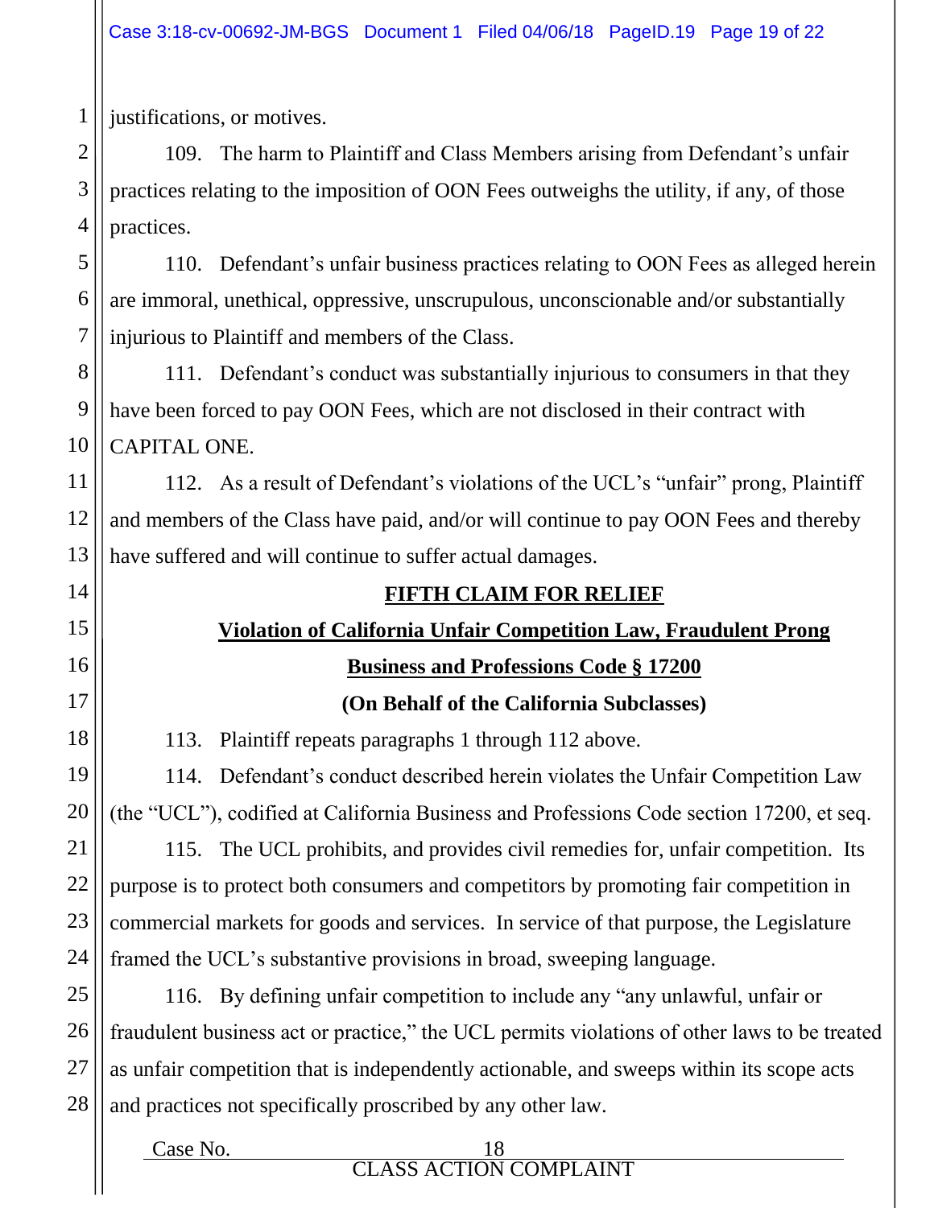justifications, or motives.

109. The harm to Plaintiff and Class Members arising from Defendant's unfair practices relating to the imposition of OON Fees outweighs the utility, if any, of those practices.

110. Defendant's unfair business practices relating to OON Fees as alleged herein are immoral, unethical, oppressive, unscrupulous, unconscionable and/or substantially injurious to Plaintiff and members of the Class.

111. Defendant's conduct was substantially injurious to consumers in that they have been forced to pay OON Fees, which are not disclosed in their contract with CAPITAL ONE.

112. As a result of Defendant's violations of the UCL's "unfair" prong, Plaintiff and members of the Class have paid, and/or will continue to pay OON Fees and thereby have suffered and will continue to suffer actual damages.

## FIFTH CLAIM FOR RELIEF

## Violation of California Unfair Competition Law, Fraudulent Prong

## Business and Professions Code § 17200

**(On Behalf of the California Subclasses)**

113. Plaintiff repeats paragraphs 1 through 112 above.

114. Defendant's conduct described herein violates the Unfair Competition Law (the "UCL"), codified at California Business and Professions Code section 17200, et seq.

115. The UCL prohibits, and provides civil remedies for, unfair competition. Its purpose is to protect both consumers and competitors by promoting fair competition in commercial markets for goods and services. In service of that purpose, the Legislature framed the UCL's substantive provisions in broad, sweeping language.

116. By defining unfair competition to include any "any unlawful, unfair or fraudulent business act or practice," the UCL permits violations of other laws to be treated as unfair competition that is independently actionable, and sweeps within its scope acts and practices not specifically proscribed by any other law.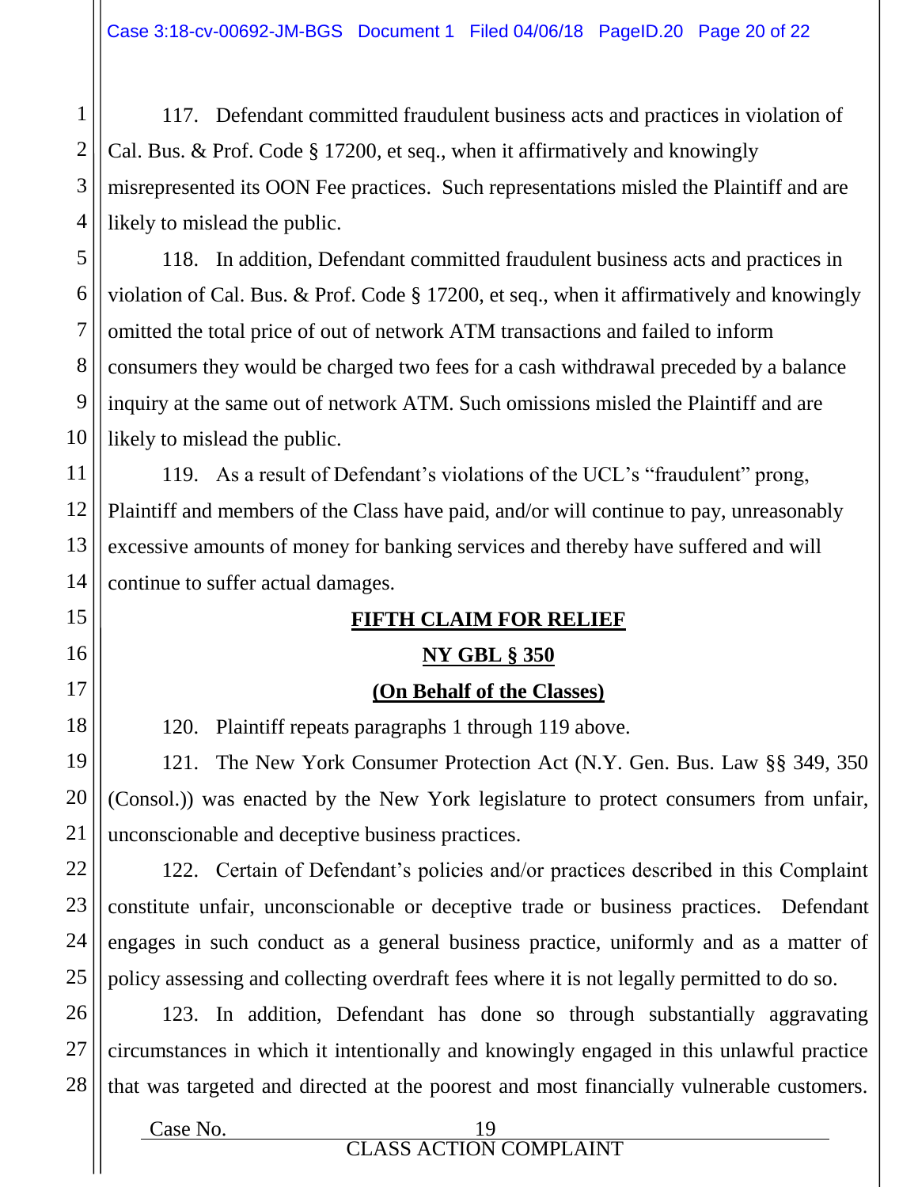117. Defendant committed fraudulent business acts and practices in violation of Cal. Bus. & Prof. Code § 17200, et seq., when it affirmatively and knowingly misrepresented its OON Fee practices. Such representations misled the Plaintiff and are likely to mislead the public.

118. In addition, Defendant committed fraudulent business acts and practices in violation of Cal. Bus. & Prof. Code § 17200, et seq., when it affirmatively and knowingly omitted the total price of out of network ATM transactions and failed to inform consumers they would be charged two fees for a cash withdrawal preceded by a balance inquiry at the same out of network ATM. Such omissions misled the Plaintiff and are likely to mislead the public.

119. As a result of Defendant's violations of the UCL's "fraudulent" prong, Plaintiff and members of the Class have paid, and/or will continue to pay, unreasonably excessive amounts of money for banking services and thereby have suffered and will continue to suffer actual damages.

## FIFTH CLAIM FOR RELIEF

## NY GBL § 350

## (On Behalf of the Classes)

120. Plaintiff repeats paragraphs 1 through 119 above.

121. The New York Consumer Protection Act (N.Y. Gen. Bus. Law §§ 349, 350 (Consol.)) was enacted by the New York legislature to protect consumers from unfair, unconscionable and deceptive business practices.

122. Certain of Defendant's policies and/or practices described in this Complaint constitute unfair, unconscionable or deceptive trade or business practices. Defendant engages in such conduct as a general business practice, uniformly and as a matter of policy assessing and collecting overdraft fees where it is not legally permitted to do so.

123. In addition, Defendant has done so through substantially aggravating circumstances in which it intentionally and knowingly engaged in this unlawful practice that was targeted and directed at the poorest and most financially vulnerable customers.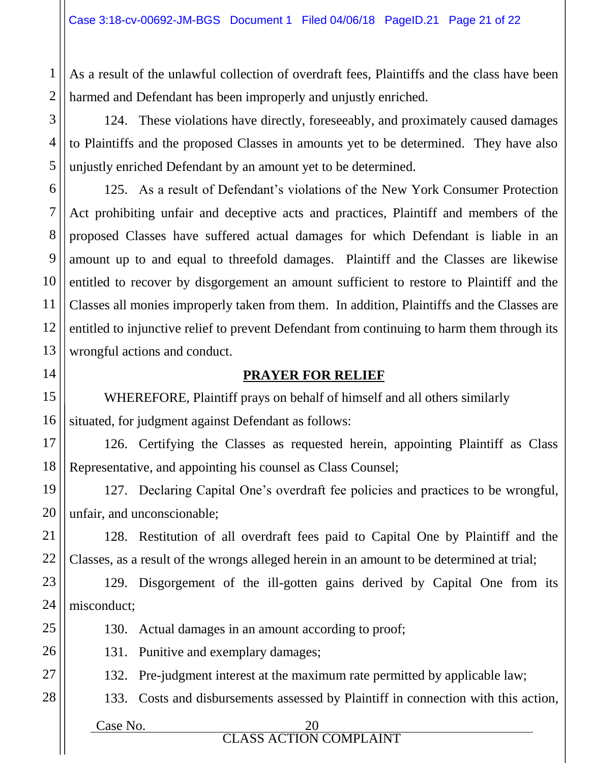As a result of the unlawful collection of overdraft fees, Plaintiffs and the class have been harmed and Defendant has been improperly and unjustly enriched.

124. These violations have directly, foreseeably, and proximately caused damages to Plaintiffs and the proposed Classes in amounts yet to be determined. They have also unjustly enriched Defendant by an amount yet to be determined.

125. As a result of Defendant's violations of the New York Consumer Protection Act prohibiting unfair and deceptive acts and practices, Plaintiff and members of the proposed Classes have suffered actual damages for which Defendant is liable in an amount up to and equal to threefold damages. Plaintiff and the Classes are likewise entitled to recover by disgorgement an amount sufficient to restore to Plaintiff and the Classes all monies improperly taken from them. In addition, Plaintiffs and the Classes are entitled to injunctive relief to prevent Defendant from continuing to harm them through its wrongful actions and conduct.

## PRAYER FOR RELIEF

WHEREFORE, Plaintiff prays on behalf of himself and all others similarly situated, for judgment against Defendant as follows:

126. Certifying the Classes as requested herein, appointing Plaintiff as Class Representative, and appointing his counsel as Class Counsel;

127. Declaring Capital One's overdraft fee policies and practices to be wrongful, unfair, and unconscionable;

128. Restitution of all overdraft fees paid to Capital One by Plaintiff and the Classes, as a result of the wrongs alleged herein in an amount to be determined at trial;

129. Disgorgement of the ill-gotten gains derived by Capital One from its misconduct;

130. Actual damages in an amount according to proof;

131. Punitive and exemplary damages;

132. Pre-judgment interest at the maximum rate permitted by applicable law;

133. Costs and disbursements assessed by Plaintiff in connection with this action,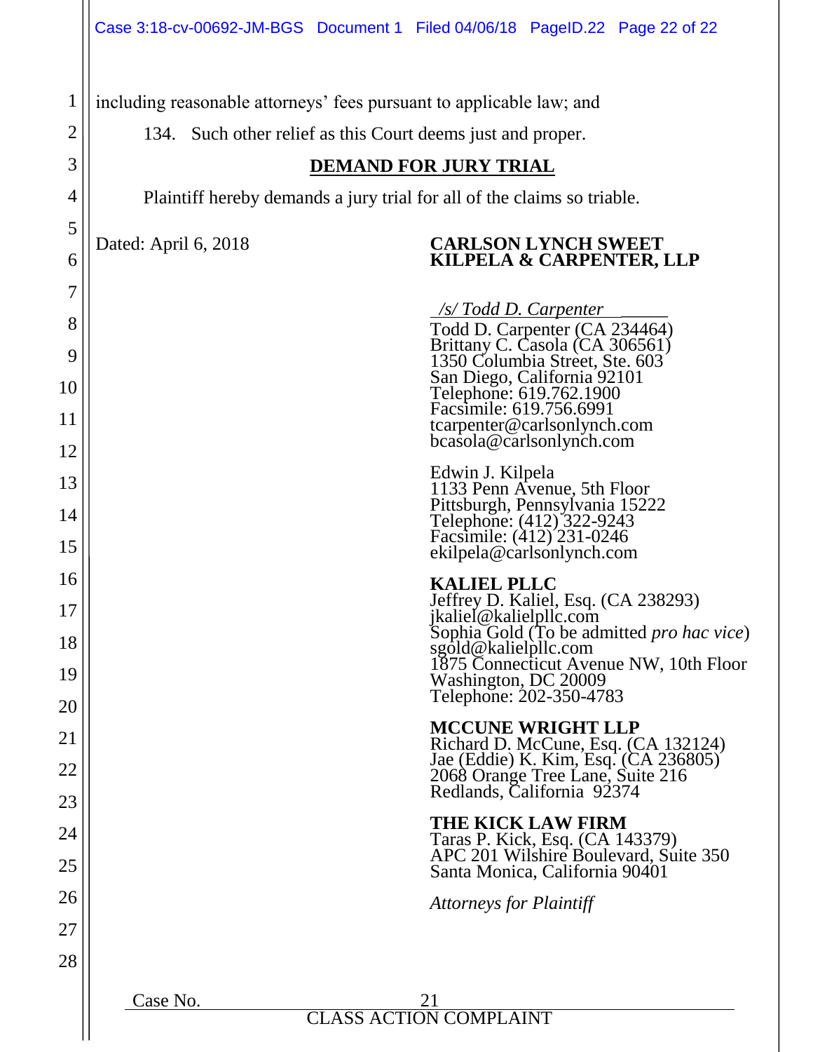including reasonable attorneys' fees pursuant to applicable law; and

134. Such other relief as this Court deems just and proper.

## DEMAND FOR JURY TRIAL

Plaintiff hereby demands a jury trial for all of the claims so triable.

Dated: April 6, 2018

**CARLSON LYNCH SWEET KILPELA & CARPENTER, LLP**

*/s/ Todd D. Carpenter*
Todd D. Carpenter (CA 234464)
Brittany C. Casola (CA 306561)
1350 Columbia Street, Ste. 603
San Diego, California 92101
Telephone: 619.762.1900
Facsimile: 619.756.6991
tcarpenter@carlsonlynch.com
bcasola@carlsonlynch.com

Edwin J. Kilpela
1133 Penn Avenue, 5th Floor
Pittsburgh, Pennsylvania 15222
Telephone: (412) 322-9243
Facsimile: (412) 231-0246
ekilpela@carlsonlynch.com

**KALIEL PLLC**
Jeffrey D. Kaliel, Esq. (CA 238293)
jkaliel@kalielpllc.com
Sophia Gold (To be admitted *pro hac vice*)
sgold@kalielpllc.com
1875 Connecticut Avenue NW, 10th Floor
Washington, DC 20009
Telephone: 202-350-4783

**MCCUNE WRIGHT LLP**
Richard D. McCune, Esq. (CA 132124)
Jae (Eddie) K. Kim, Esq. (CA 236805)
2068 Orange Tree Lane, Suite 216
Redlands, California 92374

**THE KICK LAW FIRM**
Taras P. Kick, Esq. (CA 143379)
APC 201 Wilshire Boulevard, Suite 350
Santa Monica, California 90401

*Attorneys for Plaintiff*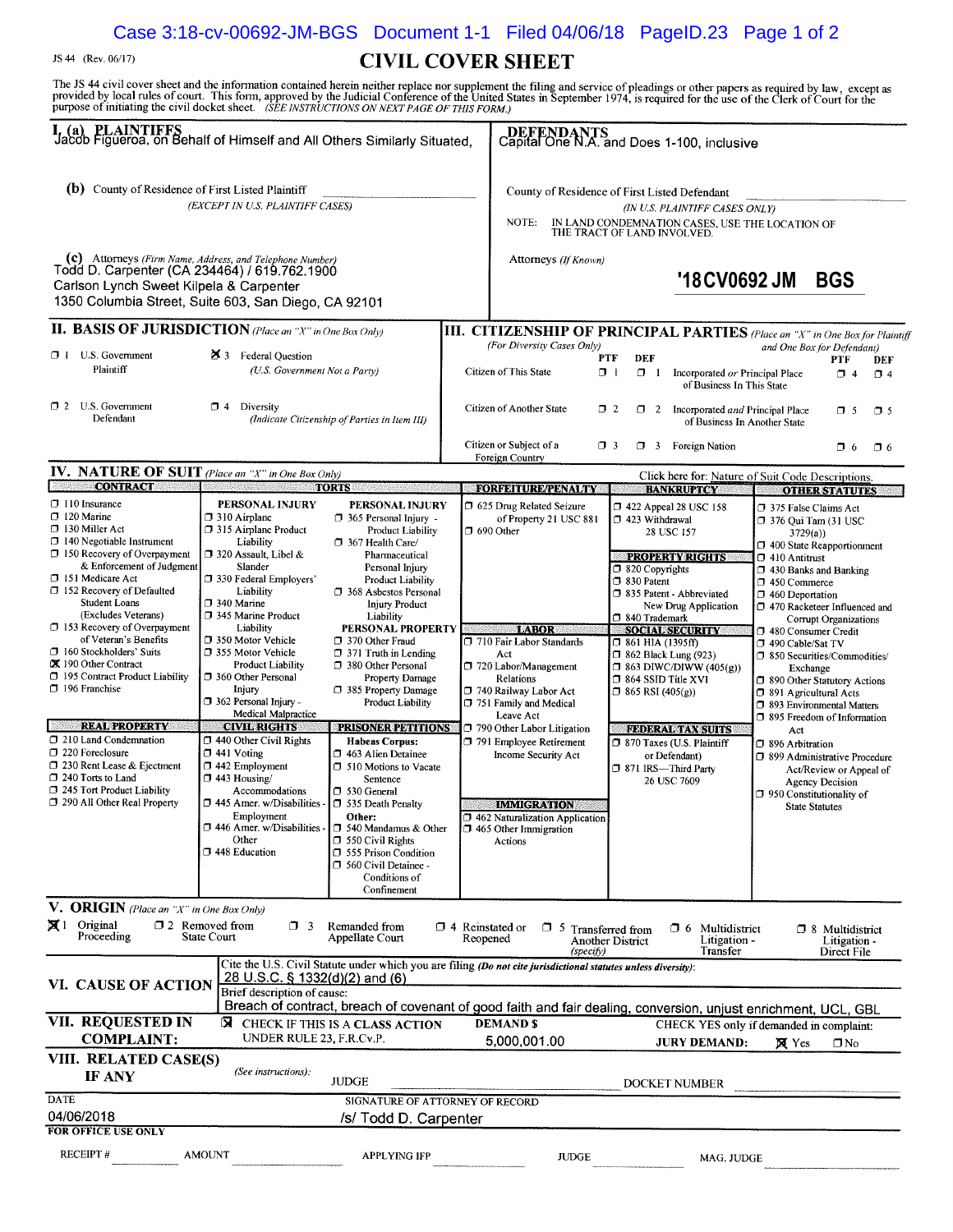JS 44 (Rev. 06/17)

# CIVIL COVER SHEET

The JS 44 civil cover sheet and the information contained herein neither replace nor supplement the filing and service of pleadings or other papers as required by law, except as provided by local rules of court. This form, approved by the Judicial Conference of the United States in September 1974, is required for the use of the Clerk of Court for the purpose of initiating the civil docket sheet. *(SEE INSTRUCTIONS ON NEXT PAGE OF THIS FORM.)*

## I. (a) PLAINTIFFS

Jacob Figueroa, on Behalf of Himself and All Others Similarly Situated,

## DEFENDANTS

Capital One N.A. and Does 1-100, inclusive

**(b)** County of Residence of First Listed Plaintiff
*(EXCEPT IN U.S. PLAINTIFF CASES)*

County of Residence of First Listed Defendant
*(IN U.S. PLAINTIFF CASES ONLY)*

NOTE: IN LAND CONDEMNATION CASES, USE THE LOCATION OF THE TRACT OF LAND INVOLVED.

**(c)** Attorneys *(Firm Name, Address, and Telephone Number)*
Todd D. Carpenter (CA 234464) / 619.762.1900
Carlson Lynch Sweet Kilpela & Carpenter
1350 Columbia Street, Suite 603, San Diego, CA 92101

Attorneys *(If Known)*

**'18CV0692 JM BGS**

## II. BASIS OF JURISDICTION *(Place an "X" in One Box Only)*

- ☐ 1 U.S. Government Plaintiff
- ☒ 3 Federal Question *(U.S. Government Not a Party)*
- ☐ 2 U.S. Government Defendant
- ☐ 4 Diversity *(Indicate Citizenship of Parties in Item III)*

## III. CITIZENSHIP OF PRINCIPAL PARTIES *(Place an "X" in One Box for Plaintiff and One Box for Defendant)* *(For Diversity Cases Only)*

| | PTF | DEF | | PTF | DEF |
|---|---|---|---|---|---|
| Citizen of This State | ☐ 1 | ☐ 1 | Incorporated *or* Principal Place of Business In This State | ☐ 4 | ☐ 4 |
| Citizen of Another State | ☐ 2 | ☐ 2 | Incorporated *and* Principal Place of Business In Another State | ☐ 5 | ☐ 5 |
| Citizen or Subject of a Foreign Country | ☐ 3 | ☐ 3 | Foreign Nation | ☐ 6 | ☐ 6 |

## IV. NATURE OF SUIT *(Place an "X" in One Box Only)*

Click here for: Nature of Suit Code Descriptions.

**CONTRACT**
- ☐ 110 Insurance
- ☐ 120 Marine
- ☐ 130 Miller Act
- ☐ 140 Negotiable Instrument
- ☐ 150 Recovery of Overpayment & Enforcement of Judgment
- ☐ 151 Medicare Act
- ☐ 152 Recovery of Defaulted Student Loans (Excludes Veterans)
- ☐ 153 Recovery of Overpayment of Veteran's Benefits
- ☐ 160 Stockholders' Suits
- ☒ 190 Other Contract
- ☐ 195 Contract Product Liability
- ☐ 196 Franchise

**REAL PROPERTY**
- ☐ 210 Land Condemnation
- ☐ 220 Foreclosure
- ☐ 230 Rent Lease & Ejectment
- ☐ 240 Torts to Land
- ☐ 245 Tort Product Liability
- ☐ 290 All Other Real Property

**TORTS — PERSONAL INJURY**
- ☐ 310 Airplane
- ☐ 315 Airplane Product Liability
- ☐ 320 Assault, Libel & Slander
- ☐ 330 Federal Employers' Liability
- ☐ 340 Marine
- ☐ 345 Marine Product Liability
- ☐ 350 Motor Vehicle
- ☐ 355 Motor Vehicle Product Liability
- ☐ 360 Other Personal Injury
- ☐ 362 Personal Injury - Medical Malpractice

**PERSONAL INJURY**
- ☐ 365 Personal Injury - Product Liability
- ☐ 367 Health Care/ Pharmaceutical Personal Injury Product Liability
- ☐ 368 Asbestos Personal Injury Product Liability

**PERSONAL PROPERTY**
- ☐ 370 Other Fraud
- ☐ 371 Truth in Lending
- ☐ 380 Other Personal Property Damage
- ☐ 385 Property Damage Product Liability

**CIVIL RIGHTS**
- ☐ 440 Other Civil Rights
- ☐ 441 Voting
- ☐ 442 Employment
- ☐ 443 Housing/ Accommodations
- ☐ 445 Amer. w/Disabilities - Employment
- ☐ 446 Amer. w/Disabilities - Other
- ☐ 448 Education

**PRISONER PETITIONS**
Habeas Corpus:
- ☐ 463 Alien Detainee
- ☐ 510 Motions to Vacate Sentence
- ☐ 530 General
- ☐ 535 Death Penalty

Other:
- ☐ 540 Mandamus & Other
- ☐ 550 Civil Rights
- ☐ 555 Prison Condition
- ☐ 560 Civil Detainee - Conditions of Confinement

**FORFEITURE/PENALTY**
- ☐ 625 Drug Related Seizure of Property 21 USC 881
- ☐ 690 Other

**LABOR**
- ☐ 710 Fair Labor Standards Act
- ☐ 720 Labor/Management Relations
- ☐ 740 Railway Labor Act
- ☐ 751 Family and Medical Leave Act
- ☐ 790 Other Labor Litigation
- ☐ 791 Employee Retirement Income Security Act

**IMMIGRATION**
- ☐ 462 Naturalization Application
- ☐ 465 Other Immigration Actions

**BANKRUPTCY**
- ☐ 422 Appeal 28 USC 158
- ☐ 423 Withdrawal 28 USC 157

**PROPERTY RIGHTS**
- ☐ 820 Copyrights
- ☐ 830 Patent
- ☐ 835 Patent - Abbreviated New Drug Application
- ☐ 840 Trademark

**SOCIAL SECURITY**
- ☐ 861 HIA (1395ff)
- ☐ 862 Black Lung (923)
- ☐ 863 DIWC/DIWW (405(g))
- ☐ 864 SSID Title XVI
- ☐ 865 RSI (405(g))

**FEDERAL TAX SUITS**
- ☐ 870 Taxes (U.S. Plaintiff or Defendant)
- ☐ 871 IRS—Third Party 26 USC 7609

**OTHER STATUTES**
- ☐ 375 False Claims Act
- ☐ 376 Qui Tam (31 USC 3729(a))
- ☐ 400 State Reapportionment
- ☐ 410 Antitrust
- ☐ 430 Banks and Banking
- ☐ 450 Commerce
- ☐ 460 Deportation
- ☐ 470 Racketeer Influenced and Corrupt Organizations
- ☐ 480 Consumer Credit
- ☐ 490 Cable/Sat TV
- ☐ 850 Securities/Commodities/ Exchange
- ☐ 890 Other Statutory Actions
- ☐ 891 Agricultural Acts
- ☐ 893 Environmental Matters
- ☐ 895 Freedom of Information Act
- ☐ 896 Arbitration
- ☐ 899 Administrative Procedure Act/Review or Appeal of Agency Decision
- ☐ 950 Constitutionality of State Statutes

## V. ORIGIN *(Place an "X" in One Box Only)*

- ☒ 1 Original Proceeding
- ☐ 2 Removed from State Court
- ☐ 3 Remanded from Appellate Court
- ☐ 4 Reinstated or Reopened
- ☐ 5 Transferred from Another District *(specify)*
- ☐ 6 Multidistrict Litigation - Transfer
- ☐ 8 Multidistrict Litigation - Direct File

## VI. CAUSE OF ACTION

Cite the U.S. Civil Statute under which you are filing *(Do not cite jurisdictional statutes unless diversity)*:
28 U.S.C. § 1332(d)(2) and (6)

Brief description of cause:
Breach of contract, breach of covenant of good faith and fair dealing, conversion, unjust enrichment, UCL, GBL

## VII. REQUESTED IN COMPLAINT:

☒ CHECK IF THIS IS A CLASS ACTION UNDER RULE 23, F.R.Cv.P.

DEMAND $ 5,000,001.00

CHECK YES only if demanded in complaint:
JURY DEMAND: ☒ Yes ☐ No

## VIII. RELATED CASE(S) IF ANY

*(See instructions):* JUDGE DOCKET NUMBER

DATE: 04/06/2018

SIGNATURE OF ATTORNEY OF RECORD: /s/ Todd D. Carpenter

**FOR OFFICE USE ONLY**

RECEIPT # AMOUNT APPLYING IFP JUDGE MAG. JUDGE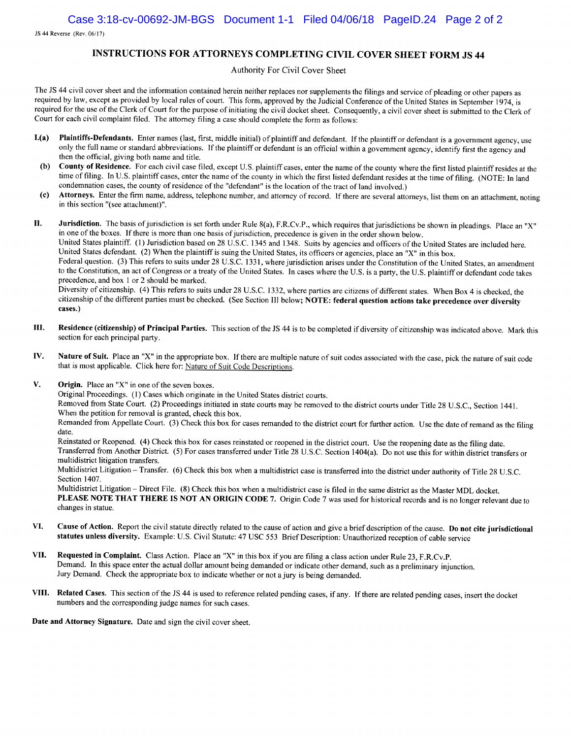JS 44 Reverse (Rev. 06/17)

# INSTRUCTIONS FOR ATTORNEYS COMPLETING CIVIL COVER SHEET FORM JS 44

Authority For Civil Cover Sheet

The JS 44 civil cover sheet and the information contained herein neither replaces nor supplements the filings and service of pleading or other papers as required by law, except as provided by local rules of court. This form, approved by the Judicial Conference of the United States in September 1974, is required for the use of the Clerk of Court for the purpose of initiating the civil docket sheet. Consequently, a civil cover sheet is submitted to the Clerk of Court for each civil complaint filed. The attorney filing a case should complete the form as follows:

**I.(a)** **Plaintiffs-Defendants.** Enter names (last, first, middle initial) of plaintiff and defendant. If the plaintiff or defendant is a government agency, use only the full name or standard abbreviations. If the plaintiff or defendant is an official within a government agency, identify first the agency and then the official, giving both name and title.

**(b)** **County of Residence.** For each civil case filed, except U.S. plaintiff cases, enter the name of the county where the first listed plaintiff resides at the time of filing. In U.S. plaintiff cases, enter the name of the county in which the first listed defendant resides at the time of filing. (NOTE: In land condemnation cases, the county of residence of the "defendant" is the location of the tract of land involved.)

**(c)** **Attorneys.** Enter the firm name, address, telephone number, and attorney of record. If there are several attorneys, list them on an attachment, noting in this section "(see attachment)".

**II.** **Jurisdiction.** The basis of jurisdiction is set forth under Rule 8(a), F.R.Cv.P., which requires that jurisdictions be shown in pleadings. Place an "X" in one of the boxes. If there is more than one basis of jurisdiction, precedence is given in the order shown below.
United States plaintiff. (1) Jurisdiction based on 28 U.S.C. 1345 and 1348. Suits by agencies and officers of the United States are included here.
United States defendant. (2) When the plaintiff is suing the United States, its officers or agencies, place an "X" in this box.
Federal question. (3) This refers to suits under 28 U.S.C. 1331, where jurisdiction arises under the Constitution of the United States, an amendment to the Constitution, an act of Congress or a treaty of the United States. In cases where the U.S. is a party, the U.S. plaintiff or defendant code takes precedence, and box 1 or 2 should be marked.
Diversity of citizenship. (4) This refers to suits under 28 U.S.C. 1332, where parties are citizens of different states. When Box 4 is checked, the citizenship of the different parties must be checked. (See Section III below; **NOTE: federal question actions take precedence over diversity cases.**)

**III.** **Residence (citizenship) of Principal Parties.** This section of the JS 44 is to be completed if diversity of citizenship was indicated above. Mark this section for each principal party.

**IV.** **Nature of Suit.** Place an "X" in the appropriate box. If there are multiple nature of suit codes associated with the case, pick the nature of suit code that is most applicable. Click here for: Nature of Suit Code Descriptions.

**V.** **Origin.** Place an "X" in one of the seven boxes.
Original Proceedings. (1) Cases which originate in the United States district courts.
Removed from State Court. (2) Proceedings initiated in state courts may be removed to the district courts under Title 28 U.S.C., Section 1441. When the petition for removal is granted, check this box.
Remanded from Appellate Court. (3) Check this box for cases remanded to the district court for further action. Use the date of remand as the filing date.
Reinstated or Reopened. (4) Check this box for cases reinstated or reopened in the district court. Use the reopening date as the filing date.
Transferred from Another District. (5) For cases transferred under Title 28 U.S.C. Section 1404(a). Do not use this for within district transfers or multidistrict litigation transfers.
Multidistrict Litigation – Transfer. (6) Check this box when a multidistrict case is transferred into the district under authority of Title 28 U.S.C. Section 1407.
Multidistrict Litigation – Direct File. (8) Check this box when a multidistrict case is filed in the same district as the Master MDL docket.
**PLEASE NOTE THAT THERE IS NOT AN ORIGIN CODE 7.** Origin Code 7 was used for historical records and is no longer relevant due to changes in statue.

**VI.** **Cause of Action.** Report the civil statute directly related to the cause of action and give a brief description of the cause. **Do not cite jurisdictional statutes unless diversity.** Example: U.S. Civil Statute: 47 USC 553 Brief Description: Unauthorized reception of cable service

**VII.** **Requested in Complaint.** Class Action. Place an "X" in this box if you are filing a class action under Rule 23, F.R.Cv.P.
Demand. In this space enter the actual dollar amount being demanded or indicate other demand, such as a preliminary injunction.
Jury Demand. Check the appropriate box to indicate whether or not a jury is being demanded.

**VIII.** **Related Cases.** This section of the JS 44 is used to reference related pending cases, if any. If there are related pending cases, insert the docket numbers and the corresponding judge names for such cases.

**Date and Attorney Signature.** Date and sign the civil cover sheet.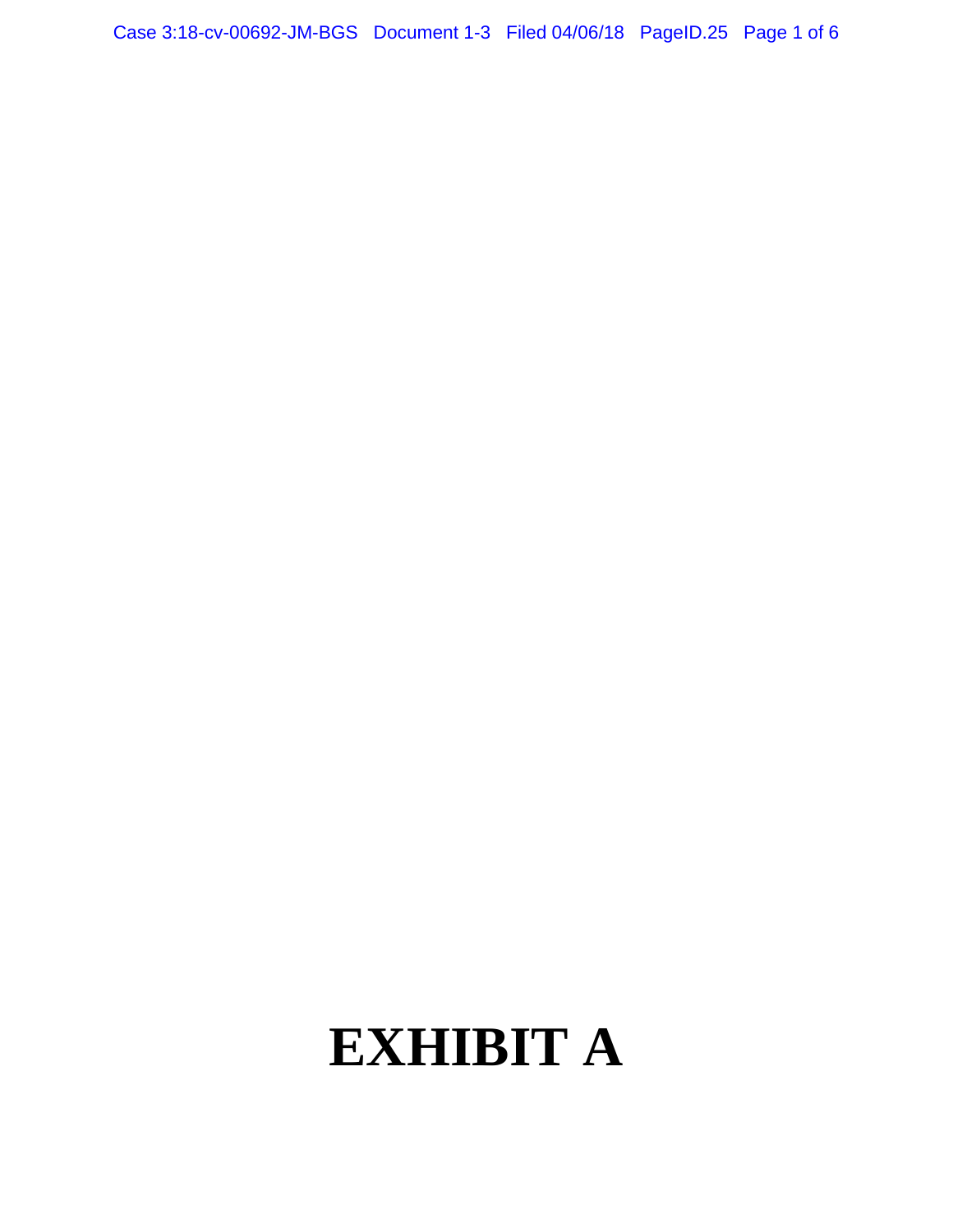# EXHIBIT A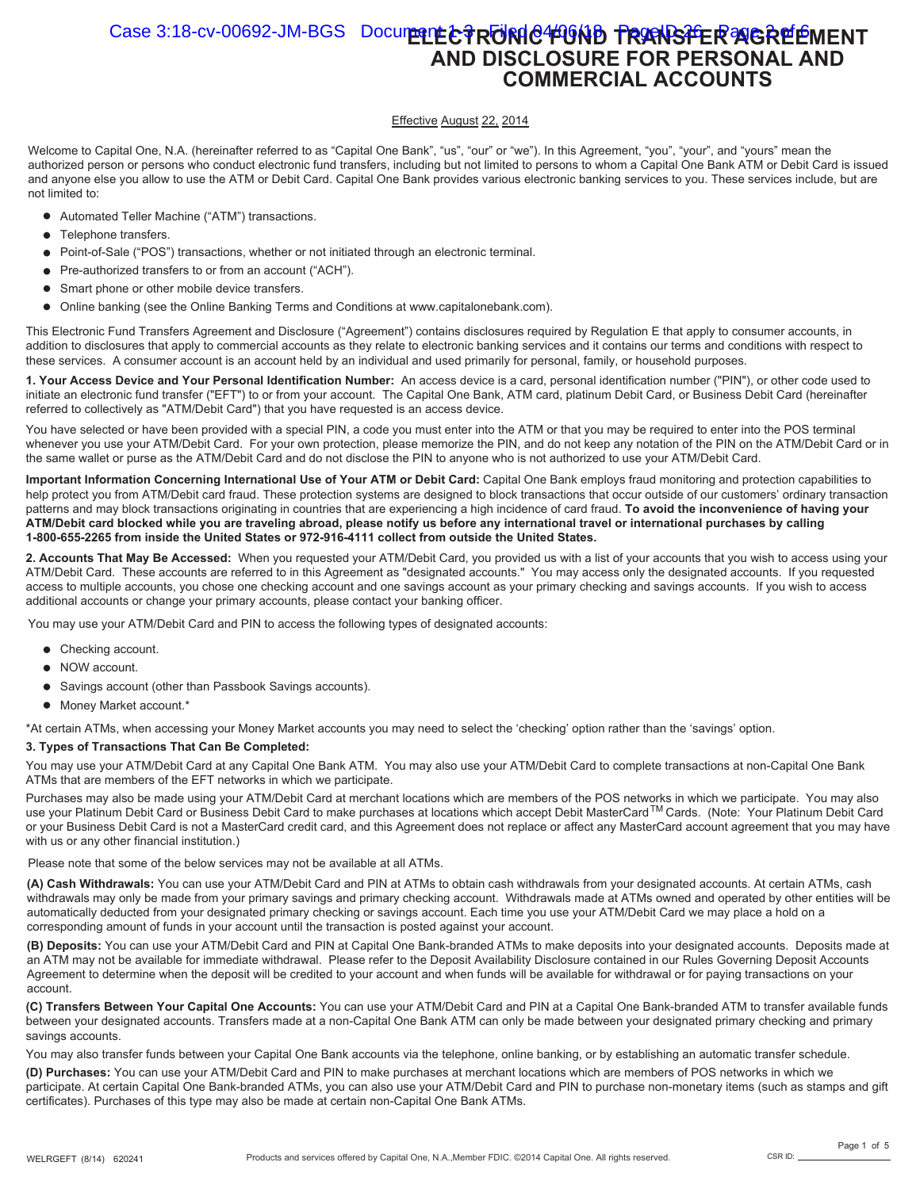# ELECTRONIC FUND TRANSFER AGREEMENT AND DISCLOSURE FOR PERSONAL AND COMMERCIAL ACCOUNTS

Effective August 22, 2014

Welcome to Capital One, N.A. (hereinafter referred to as "Capital One Bank", "us", "our" or "we"). In this Agreement, "you", "your", and "yours" mean the authorized person or persons who conduct electronic fund transfers, including but not limited to persons to whom a Capital One Bank ATM or Debit Card is issued and anyone else you allow to use the ATM or Debit Card. Capital One Bank provides various electronic banking services to you. These services include, but are not limited to:

- Automated Teller Machine ("ATM") transactions.
- Telephone transfers.
- Point-of-Sale ("POS") transactions, whether or not initiated through an electronic terminal.
- Pre-authorized transfers to or from an account ("ACH").
- Smart phone or other mobile device transfers.
- Online banking (see the Online Banking Terms and Conditions at www.capitalonebank.com).

This Electronic Fund Transfers Agreement and Disclosure ("Agreement") contains disclosures required by Regulation E that apply to consumer accounts, in addition to disclosures that apply to commercial accounts as they relate to electronic banking services and it contains our terms and conditions with respect to these services. A consumer account is an account held by an individual and used primarily for personal, family, or household purposes.

**1. Your Access Device and Your Personal Identification Number:** An access device is a card, personal identification number ("PIN"), or other code used to initiate an electronic fund transfer ("EFT") to or from your account. The Capital One Bank, ATM card, platinum Debit Card, or Business Debit Card (hereinafter referred to collectively as "ATM/Debit Card") that you have requested is an access device.

You have selected or have been provided with a special PIN, a code you must enter into the ATM or that you may be required to enter into the POS terminal whenever you use your ATM/Debit Card. For your own protection, please memorize the PIN, and do not keep any notation of the PIN on the ATM/Debit Card or in the same wallet or purse as the ATM/Debit Card and do not disclose the PIN to anyone who is not authorized to use your ATM/Debit Card.

**Important Information Concerning International Use of Your ATM or Debit Card:** Capital One Bank employs fraud monitoring and protection capabilities to help protect you from ATM/Debit card fraud. These protection systems are designed to block transactions that occur outside of our customers' ordinary transaction patterns and may block transactions originating in countries that are experiencing a high incidence of card fraud. **To avoid the inconvenience of having your ATM/Debit card blocked while you are traveling abroad, please notify us before any international travel or international purchases by calling 1-800-655-2265 from inside the United States or 972-916-4111 collect from outside the United States.**

**2. Accounts That May Be Accessed:** When you requested your ATM/Debit Card, you provided us with a list of your accounts that you wish to access using your ATM/Debit Card. These accounts are referred to in this Agreement as "designated accounts." You may access only the designated accounts. If you requested access to multiple accounts, you chose one checking account and one savings account as your primary checking and savings accounts. If you wish to access additional accounts or change your primary accounts, please contact your banking officer.

You may use your ATM/Debit Card and PIN to access the following types of designated accounts:

- Checking account.
- NOW account.
- Savings account (other than Passbook Savings accounts).
- Money Market account.*

*At certain ATMs, when accessing your Money Market accounts you may need to select the 'checking' option rather than the 'savings' option.

**3. Types of Transactions That Can Be Completed:**

You may use your ATM/Debit Card at any Capital One Bank ATM. You may also use your ATM/Debit Card to complete transactions at non-Capital One Bank ATMs that are members of the EFT networks in which we participate.

Purchases may also be made using your ATM/Debit Card at merchant locations which are members of the POS networks in which we participate. You may also use your Platinum Debit Card or Business Debit Card to make purchases at locations which accept Debit MasterCard™ Cards. (Note: Your Platinum Debit Card or your Business Debit Card is not a MasterCard credit card, and this Agreement does not replace or affect any MasterCard account agreement that you may have with us or any other financial institution.)

Please note that some of the below services may not be available at all ATMs.

**(A) Cash Withdrawals:** You can use your ATM/Debit Card and PIN at ATMs to obtain cash withdrawals from your designated accounts. At certain ATMs, cash withdrawals may only be made from your primary savings and primary checking account. Withdrawals made at ATMs owned and operated by other entities will be automatically deducted from your designated primary checking or savings account. Each time you use your ATM/Debit Card we may place a hold on a corresponding amount of funds in your account until the transaction is posted against your account.

**(B) Deposits:** You can use your ATM/Debit Card and PIN at Capital One Bank-branded ATMs to make deposits into your designated accounts. Deposits made at an ATM may not be available for immediate withdrawal. Please refer to the Deposit Availability Disclosure contained in our Rules Governing Deposit Accounts Agreement to determine when the deposit will be credited to your account and when funds will be available for withdrawal or for paying transactions on your account.

**(C) Transfers Between Your Capital One Accounts:** You can use your ATM/Debit Card and PIN at a Capital One Bank-branded ATM to transfer available funds between your designated accounts. Transfers made at a non-Capital One Bank ATM can only be made between your designated primary checking and primary savings accounts.

You may also transfer funds between your Capital One Bank accounts via the telephone, online banking, or by establishing an automatic transfer schedule.

**(D) Purchases:** You can use your ATM/Debit Card and PIN to make purchases at merchant locations which are members of POS networks in which we participate. At certain Capital One Bank-branded ATMs, you can also use your ATM/Debit Card and PIN to purchase non-monetary items (such as stamps and gift certificates). Purchases of this type may also be made at certain non-Capital One Bank ATMs.

WELRGEFT (8/14) 620241 Products and services offered by Capital One, N.A.,Member FDIC. ©2014 Capital One. All rights reserved. CSR ID: \_\_\_\_\_\_\_\_\_\_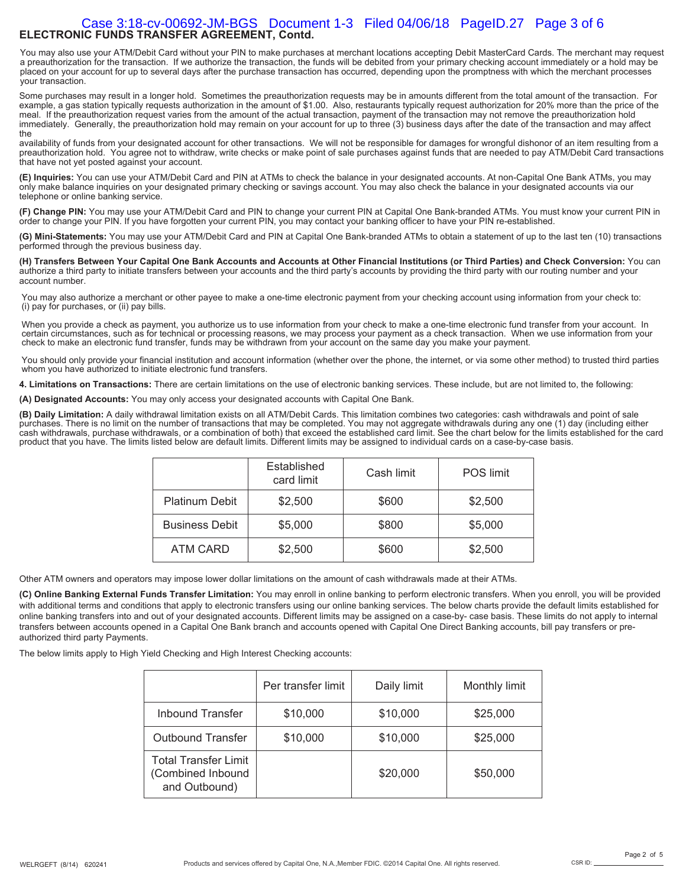## ELECTRONIC FUNDS TRANSFER AGREEMENT, Contd.

You may also use your ATM/Debit Card without your PIN to make purchases at merchant locations accepting Debit MasterCard Cards. The merchant may request a preauthorization for the transaction. If we authorize the transaction, the funds will be debited from your primary checking account immediately or a hold may be placed on your account for up to several days after the purchase transaction has occurred, depending upon the promptness with which the merchant processes your transaction.

Some purchases may result in a longer hold. Sometimes the preauthorization requests may be in amounts different from the total amount of the transaction. For example, a gas station typically requests authorization in the amount of $1.00. Also, restaurants typically request authorization for 20% more than the price of the meal. If the preauthorization request varies from the amount of the actual transaction, payment of the transaction may not remove the preauthorization hold immediately. Generally, the preauthorization hold may remain on your account for up to three (3) business days after the date of the transaction and may affect the availability of funds from your designated account for other transactions. We will not be responsible for damages for wrongful dishonor of an item resulting from a preauthorization hold. You agree not to withdraw, write checks or make point of sale purchases against funds that are needed to pay ATM/Debit Card transactions that have not yet posted against your account.

**(E) Inquiries:** You can use your ATM/Debit Card and PIN at ATMs to check the balance in your designated accounts. At non-Capital One Bank ATMs, you may only make balance inquiries on your designated primary checking or savings account. You may also check the balance in your designated accounts via our telephone or online banking service.

**(F) Change PIN:** You may use your ATM/Debit Card and PIN to change your current PIN at Capital One Bank-branded ATMs. You must know your current PIN in order to change your PIN. If you have forgotten your current PIN, you may contact your banking officer to have your PIN re-established.

**(G) Mini-Statements:** You may use your ATM/Debit Card and PIN at Capital One Bank-branded ATMs to obtain a statement of up to the last ten (10) transactions performed through the previous business day.

**(H) Transfers Between Your Capital One Bank Accounts and Accounts at Other Financial Institutions (or Third Parties) and Check Conversion:** You can authorize a third party to initiate transfers between your accounts and the third party's accounts by providing the third party with our routing number and your account number.

You may also authorize a merchant or other payee to make a one-time electronic payment from your checking account using information from your check to: (i) pay for purchases, or (ii) pay bills.

When you provide a check as payment, you authorize us to use information from your check to make a one-time electronic fund transfer from your account. In certain circumstances, such as for technical or processing reasons, we may process your payment as a check transaction. When we use information from your check to make an electronic fund transfer, funds may be withdrawn from your account on the same day you make your payment.

You should only provide your financial institution and account information (whether over the phone, the internet, or via some other method) to trusted third parties whom you have authorized to initiate electronic fund transfers.

**4. Limitations on Transactions:** There are certain limitations on the use of electronic banking services. These include, but are not limited to, the following:

**(A) Designated Accounts:** You may only access your designated accounts with Capital One Bank.

**(B) Daily Limitation:** A daily withdrawal limitation exists on all ATM/Debit Cards. This limitation combines two categories: cash withdrawals and point of sale purchases. There is no limit on the number of transactions that may be completed. You may not aggregate withdrawals during any one (1) day (including either cash withdrawals, purchase withdrawals, or a combination of both) that exceed the established card limit. See the chart below for the limits established for the card product that you have. The limits listed below are default limits. Different limits may be assigned to individual cards on a case-by-case basis.

| | Established card limit | Cash limit | POS limit |
|---|---|---|---|
| Platinum Debit | $2,500 | $600 | $2,500 |
| Business Debit | $5,000 | $800 | $5,000 |
| ATM CARD | $2,500 | $600 | $2,500 |

Other ATM owners and operators may impose lower dollar limitations on the amount of cash withdrawals made at their ATMs.

**(C) Online Banking External Funds Transfer Limitation:** You may enroll in online banking to perform electronic transfers. When you enroll, you will be provided with additional terms and conditions that apply to electronic transfers using our online banking services. The below charts provide the default limits established for online banking transfers into and out of your designated accounts. Different limits may be assigned on a case-by- case basis. These limits do not apply to internal transfers between accounts opened in a Capital One Bank branch and accounts opened with Capital One Direct Banking accounts, bill pay transfers or pre-authorized third party Payments.

The below limits apply to High Yield Checking and High Interest Checking accounts:

| | Per transfer limit | Daily limit | Monthly limit |
|---|---|---|---|
| Inbound Transfer | $10,000 | $10,000 | $25,000 |
| Outbound Transfer | $10,000 | $10,000 | $25,000 |
| Total Transfer Limit (Combined Inbound and Outbound) | | $20,000 | $50,000 |

WELRGEFT (8/14) 620241

Products and services offered by Capital One, N.A.,Member FDIC. ©2014 Capital One. All rights reserved.

CSR ID: ____________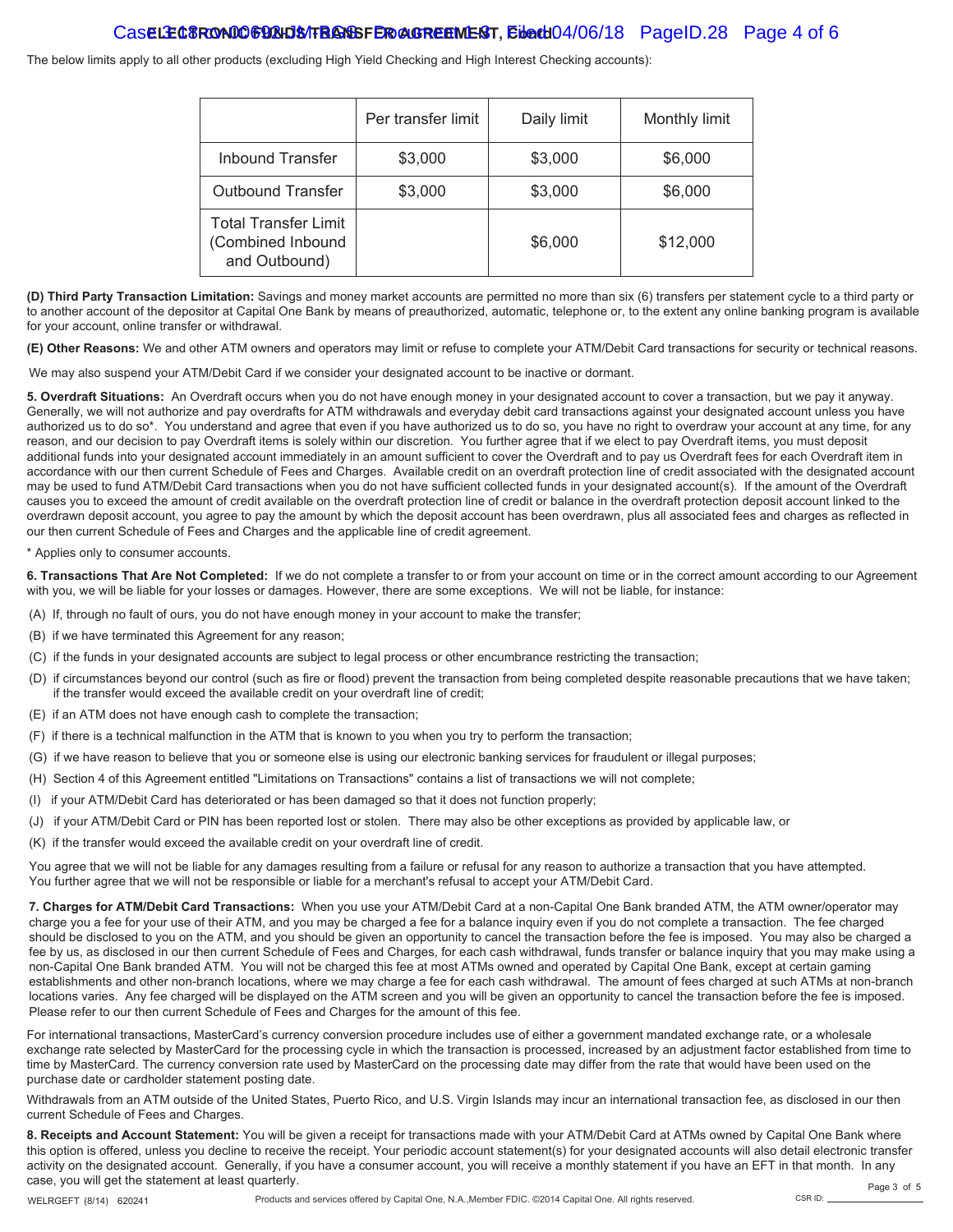The below limits apply to all other products (excluding High Yield Checking and High Interest Checking accounts):

| | Per transfer limit | Daily limit | Monthly limit |
|---|---|---|---|
| Inbound Transfer | $3,000 | $3,000 | $6,000 |
| Outbound Transfer | $3,000 | $3,000 | $6,000 |
| Total Transfer Limit (Combined Inbound and Outbound) | | $6,000 | $12,000 |

**(D) Third Party Transaction Limitation:** Savings and money market accounts are permitted no more than six (6) transfers per statement cycle to a third party or to another account of the depositor at Capital One Bank by means of preauthorized, automatic, telephone or, to the extent any online banking program is available for your account, online transfer or withdrawal.

**(E) Other Reasons:** We and other ATM owners and operators may limit or refuse to complete your ATM/Debit Card transactions for security or technical reasons.

We may also suspend your ATM/Debit Card if we consider your designated account to be inactive or dormant.

**5. Overdraft Situations:** An Overdraft occurs when you do not have enough money in your designated account to cover a transaction, but we pay it anyway. Generally, we will not authorize and pay overdrafts for ATM withdrawals and everyday debit card transactions against your designated account unless you have authorized us to do so*. You understand and agree that even if you have authorized us to do so, you have no right to overdraw your account at any time, for any reason, and our decision to pay Overdraft items is solely within our discretion. You further agree that if we elect to pay Overdraft items, you must deposit additional funds into your designated account immediately in an amount sufficient to cover the Overdraft and to pay us Overdraft fees for each Overdraft item in accordance with our then current Schedule of Fees and Charges. Available credit on an overdraft protection line of credit associated with the designated account may be used to fund ATM/Debit Card transactions when you do not have sufficient collected funds in your designated account(s). If the amount of the Overdraft causes you to exceed the amount of credit available on the overdraft protection line of credit or balance in the overdraft protection deposit account linked to the overdrawn deposit account, you agree to pay the amount by which the deposit account has been overdrawn, plus all associated fees and charges as reflected in our then current Schedule of Fees and Charges and the applicable line of credit agreement.

* Applies only to consumer accounts.

**6. Transactions That Are Not Completed:** If we do not complete a transfer to or from your account on time or in the correct amount according to our Agreement with you, we will be liable for your losses or damages. However, there are some exceptions. We will not be liable, for instance:

(A) If, through no fault of ours, you do not have enough money in your account to make the transfer;

(B) if we have terminated this Agreement for any reason;

(C) if the funds in your designated accounts are subject to legal process or other encumbrance restricting the transaction;

(D) if circumstances beyond our control (such as fire or flood) prevent the transaction from being completed despite reasonable precautions that we have taken; if the transfer would exceed the available credit on your overdraft line of credit;

(E) if an ATM does not have enough cash to complete the transaction;

(F) if there is a technical malfunction in the ATM that is known to you when you try to perform the transaction;

(G) if we have reason to believe that you or someone else is using our electronic banking services for fraudulent or illegal purposes;

(H) Section 4 of this Agreement entitled "Limitations on Transactions" contains a list of transactions we will not complete;

(I) if your ATM/Debit Card has deteriorated or has been damaged so that it does not function properly;

(J) if your ATM/Debit Card or PIN has been reported lost or stolen. There may also be other exceptions as provided by applicable law, or

(K) if the transfer would exceed the available credit on your overdraft line of credit.

You agree that we will not be liable for any damages resulting from a failure or refusal for any reason to authorize a transaction that you have attempted. You further agree that we will not be responsible or liable for a merchant's refusal to accept your ATM/Debit Card.

**7. Charges for ATM/Debit Card Transactions:** When you use your ATM/Debit Card at a non-Capital One Bank branded ATM, the ATM owner/operator may charge you a fee for your use of their ATM, and you may be charged a fee for a balance inquiry even if you do not complete a transaction. The fee charged should be disclosed to you on the ATM, and you should be given an opportunity to cancel the transaction before the fee is imposed. You may also be charged a fee by us, as disclosed in our then current Schedule of Fees and Charges, for each cash withdrawal, funds transfer or balance inquiry that you may make using a non-Capital One Bank branded ATM. You will not be charged this fee at most ATMs owned and operated by Capital One Bank, except at certain gaming establishments and other non-branch locations, where we may charge a fee for each cash withdrawal. The amount of fees charged at such ATMs at non-branch locations vary. Any fee charged will be displayed on the ATM screen and you will be given an opportunity to cancel the transaction before the fee is imposed. Please refer to our then current Schedule of Fees and Charges for the amount of this fee.

For international transactions, MasterCard's currency conversion procedure includes use of either a government mandated exchange rate, or a wholesale exchange rate selected by MasterCard for the processing cycle in which the transaction is processed, increased by an adjustment factor established from time to time by MasterCard. The currency conversion rate used by MasterCard on the processing date may differ from the rate that would have been used on the purchase date or cardholder statement posting date.

Withdrawals from an ATM outside of the United States, Puerto Rico, and U.S. Virgin Islands may incur an international transaction fee, as disclosed in our then current Schedule of Fees and Charges.

**8. Receipts and Account Statement:** You will be given a receipt for transactions made with your ATM/Debit Card at ATMs owned by Capital One Bank where this option is offered, unless you decline to receive the receipt. Your periodic account statement(s) for your designated accounts will also detail electronic transfer activity on the designated account. Generally, if you have a consumer account, you will receive a monthly statement if you have an EFT in that month. In any case, you will get the statement at least quarterly.

WELRGEFT (8/14) 620241 Products and services offered by Capital One, N.A.,Member FDIC. ©2014 Capital One. All rights reserved. CSR ID: ____________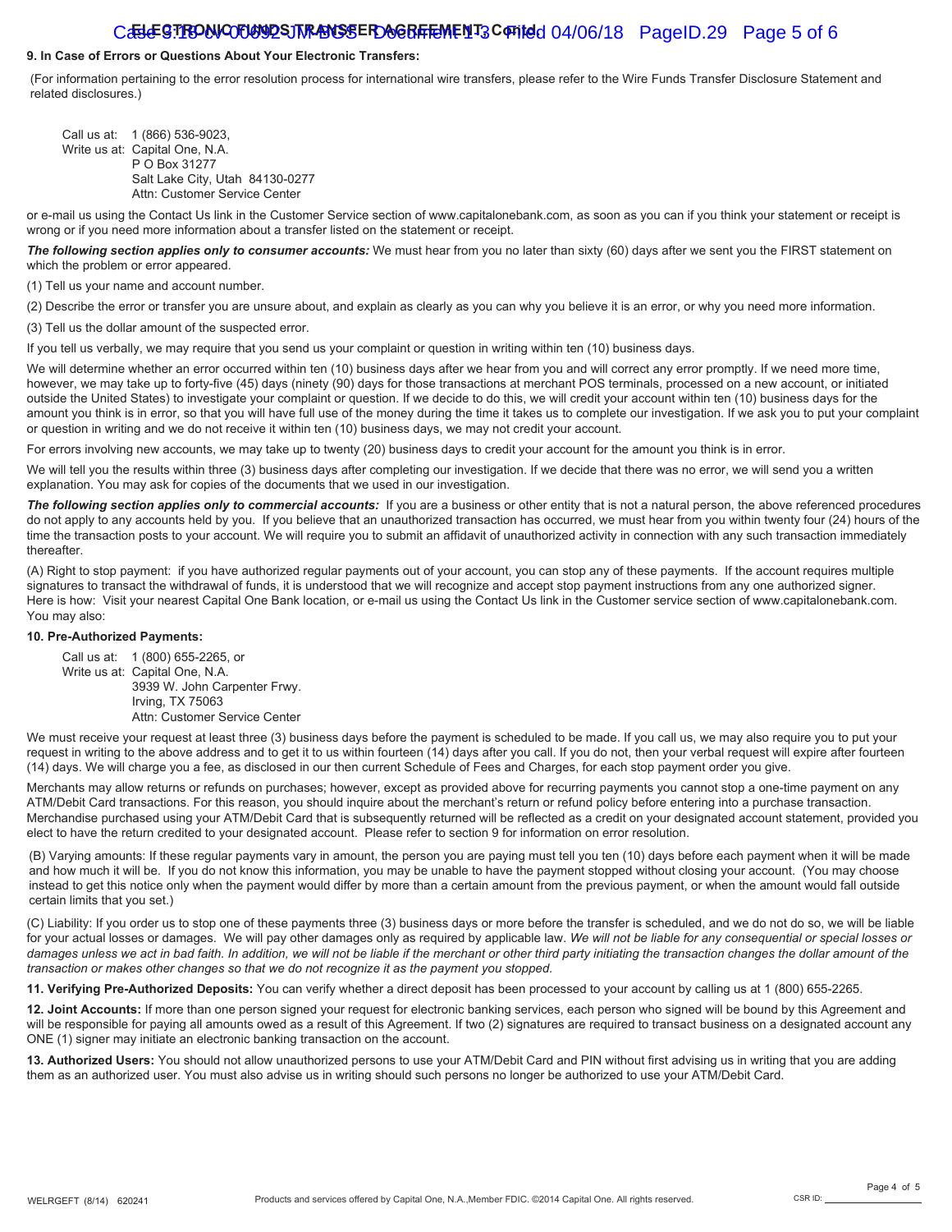**9. In Case of Errors or Questions About Your Electronic Transfers:**

(For information pertaining to the error resolution process for international wire transfers, please refer to the Wire Funds Transfer Disclosure Statement and related disclosures.)

Call us at: 1 (866) 536-9023,
Write us at: Capital One, N.A.
P O Box 31277
Salt Lake City, Utah 84130-0277
Attn: Customer Service Center

or e-mail us using the Contact Us link in the Customer Service section of www.capitalonebank.com, as soon as you can if you think your statement or receipt is wrong or if you need more information about a transfer listed on the statement or receipt.

***The following section applies only to consumer accounts:*** We must hear from you no later than sixty (60) days after we sent you the FIRST statement on which the problem or error appeared.

(1) Tell us your name and account number.

(2) Describe the error or transfer you are unsure about, and explain as clearly as you can why you believe it is an error, or why you need more information.

(3) Tell us the dollar amount of the suspected error.

If you tell us verbally, we may require that you send us your complaint or question in writing within ten (10) business days.

We will determine whether an error occurred within ten (10) business days after we hear from you and will correct any error promptly. If we need more time, however, we may take up to forty-five (45) days (ninety (90) days for those transactions at merchant POS terminals, processed on a new account, or initiated outside the United States) to investigate your complaint or question. If we decide to do this, we will credit your account within ten (10) business days for the amount you think is in error, so that you will have full use of the money during the time it takes us to complete our investigation. If we ask you to put your complaint or question in writing and we do not receive it within ten (10) business days, we may not credit your account.

For errors involving new accounts, we may take up to twenty (20) business days to credit your account for the amount you think is in error.

We will tell you the results within three (3) business days after completing our investigation. If we decide that there was no error, we will send you a written explanation. You may ask for copies of the documents that we used in our investigation.

***The following section applies only to commercial accounts:*** If you are a business or other entity that is not a natural person, the above referenced procedures do not apply to any accounts held by you. If you believe that an unauthorized transaction has occurred, we must hear from you within twenty four (24) hours of the time the transaction posts to your account. We will require you to submit an affidavit of unauthorized activity in connection with any such transaction immediately thereafter.

(A) Right to stop payment: if you have authorized regular payments out of your account, you can stop any of these payments. If the account requires multiple signatures to transact the withdrawal of funds, it is understood that we will recognize and accept stop payment instructions from any one authorized signer. Here is how: Visit your nearest Capital One Bank location, or e-mail us using the Contact Us link in the Customer service section of www.capitalonebank.com. You may also:

**10. Pre-Authorized Payments:**

Call us at: 1 (800) 655-2265, or
Write us at: Capital One, N.A.
3939 W. John Carpenter Frwy.
Irving, TX 75063
Attn: Customer Service Center

We must receive your request at least three (3) business days before the payment is scheduled to be made. If you call us, we may also require you to put your request in writing to the above address and to get it to us within fourteen (14) days after you call. If you do not, then your verbal request will expire after fourteen (14) days. We will charge you a fee, as disclosed in our then current Schedule of Fees and Charges, for each stop payment order you give.

Merchants may allow returns or refunds on purchases; however, except as provided above for recurring payments you cannot stop a one-time payment on any ATM/Debit Card transactions. For this reason, you should inquire about the merchant's return or refund policy before entering into a purchase transaction. Merchandise purchased using your ATM/Debit Card that is subsequently returned will be reflected as a credit on your designated account statement, provided you elect to have the return credited to your designated account. Please refer to section 9 for information on error resolution.

(B) Varying amounts: If these regular payments vary in amount, the person you are paying must tell you ten (10) days before each payment when it will be made and how much it will be. If you do not know this information, you may be unable to have the payment stopped without closing your account. (You may choose instead to get this notice only when the payment would differ by more than a certain amount from the previous payment, or when the amount would fall outside certain limits that you set.)

(C) Liability: If you order us to stop one of these payments three (3) business days or more before the transfer is scheduled, and we do not do so, we will be liable for your actual losses or damages. We will pay other damages only as required by applicable law. *We will not be liable for any consequential or special losses or damages unless we act in bad faith. In addition, we will not be liable if the merchant or other third party initiating the transaction changes the dollar amount of the transaction or makes other changes so that we do not recognize it as the payment you stopped.*

**11. Verifying Pre-Authorized Deposits:** You can verify whether a direct deposit has been processed to your account by calling us at 1 (800) 655-2265.

**12. Joint Accounts:** If more than one person signed your request for electronic banking services, each person who signed will be bound by this Agreement and will be responsible for paying all amounts owed as a result of this Agreement. If two (2) signatures are required to transact business on a designated account any ONE (1) signer may initiate an electronic banking transaction on the account.

**13. Authorized Users:** You should not allow unauthorized persons to use your ATM/Debit Card and PIN without first advising us in writing that you are adding them as an authorized user. You must also advise us in writing should such persons no longer be authorized to use your ATM/Debit Card.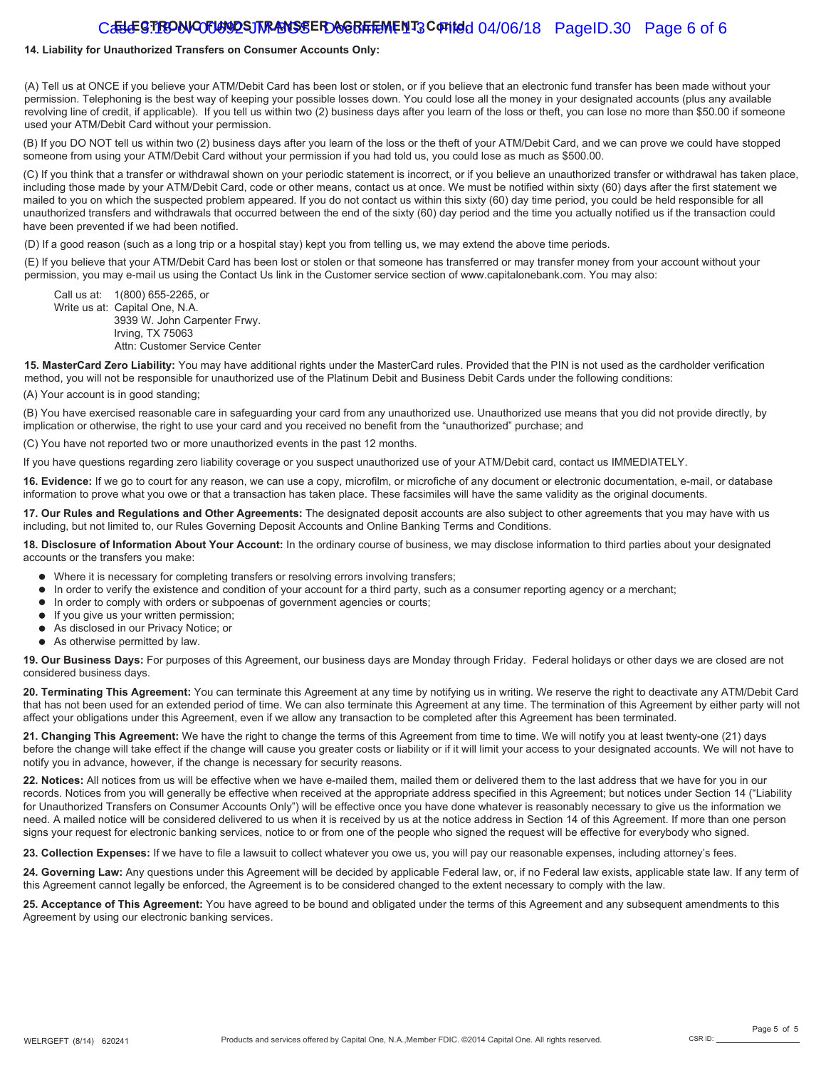**14. Liability for Unauthorized Transfers on Consumer Accounts Only:**

(A) Tell us at ONCE if you believe your ATM/Debit Card has been lost or stolen, or if you believe that an electronic fund transfer has been made without your permission. Telephoning is the best way of keeping your possible losses down. You could lose all the money in your designated accounts (plus any available revolving line of credit, if applicable). If you tell us within two (2) business days after you learn of the loss or theft, you can lose no more than $50.00 if someone used your ATM/Debit Card without your permission.

(B) If you DO NOT tell us within two (2) business days after you learn of the loss or the theft of your ATM/Debit Card, and we can prove we could have stopped someone from using your ATM/Debit Card without your permission if you had told us, you could lose as much as $500.00.

(C) If you think that a transfer or withdrawal shown on your periodic statement is incorrect, or if you believe an unauthorized transfer or withdrawal has taken place, including those made by your ATM/Debit Card, code or other means, contact us at once. We must be notified within sixty (60) days after the first statement we mailed to you on which the suspected problem appeared. If you do not contact us within this sixty (60) day time period, you could be held responsible for all unauthorized transfers and withdrawals that occurred between the end of the sixty (60) day period and the time you actually notified us if the transaction could have been prevented if we had been notified.

(D) If a good reason (such as a long trip or a hospital stay) kept you from telling us, we may extend the above time periods.

(E) If you believe that your ATM/Debit Card has been lost or stolen or that someone has transferred or may transfer money from your account without your permission, you may e-mail us using the Contact Us link in the Customer service section of www.capitalonebank.com. You may also:

Call us at: 1(800) 655-2265, or
Write us at: Capital One, N.A.
3939 W. John Carpenter Frwy.
Irving, TX 75063
Attn: Customer Service Center

**15. MasterCard Zero Liability:** You may have additional rights under the MasterCard rules. Provided that the PIN is not used as the cardholder verification method, you will not be responsible for unauthorized use of the Platinum Debit and Business Debit Cards under the following conditions:

(A) Your account is in good standing;

(B) You have exercised reasonable care in safeguarding your card from any unauthorized use. Unauthorized use means that you did not provide directly, by implication or otherwise, the right to use your card and you received no benefit from the "unauthorized" purchase; and

(C) You have not reported two or more unauthorized events in the past 12 months.

If you have questions regarding zero liability coverage or you suspect unauthorized use of your ATM/Debit card, contact us IMMEDIATELY.

**16. Evidence:** If we go to court for any reason, we can use a copy, microfilm, or microfiche of any document or electronic documentation, e-mail, or database information to prove what you owe or that a transaction has taken place. These facsimiles will have the same validity as the original documents.

**17. Our Rules and Regulations and Other Agreements:** The designated deposit accounts are also subject to other agreements that you may have with us including, but not limited to, our Rules Governing Deposit Accounts and Online Banking Terms and Conditions.

**18. Disclosure of Information About Your Account:** In the ordinary course of business, we may disclose information to third parties about your designated accounts or the transfers you make:

- Where it is necessary for completing transfers or resolving errors involving transfers;
- In order to verify the existence and condition of your account for a third party, such as a consumer reporting agency or a merchant;
- In order to comply with orders or subpoenas of government agencies or courts;
- If you give us your written permission;
- As disclosed in our Privacy Notice; or
- As otherwise permitted by law.

**19. Our Business Days:** For purposes of this Agreement, our business days are Monday through Friday. Federal holidays or other days we are closed are not considered business days.

**20. Terminating This Agreement:** You can terminate this Agreement at any time by notifying us in writing. We reserve the right to deactivate any ATM/Debit Card that has not been used for an extended period of time. We can also terminate this Agreement at any time. The termination of this Agreement by either party will not affect your obligations under this Agreement, even if we allow any transaction to be completed after this Agreement has been terminated.

**21. Changing This Agreement:** We have the right to change the terms of this Agreement from time to time. We will notify you at least twenty-one (21) days before the change will take effect if the change will cause you greater costs or liability or if it will limit your access to your designated accounts. We will not have to notify you in advance, however, if the change is necessary for security reasons.

**22. Notices:** All notices from us will be effective when we have e-mailed them, mailed them or delivered them to the last address that we have for you in our records. Notices from you will generally be effective when received at the appropriate address specified in this Agreement; but notices under Section 14 ("Liability for Unauthorized Transfers on Consumer Accounts Only") will be effective once you have done whatever is reasonably necessary to give us the information we need. A mailed notice will be considered delivered to us when it is received by us at the notice address in Section 14 of this Agreement. If more than one person signs your request for electronic banking services, notice to or from one of the people who signed the request will be effective for everybody who signed.

**23. Collection Expenses:** If we have to file a lawsuit to collect whatever you owe us, you will pay our reasonable expenses, including attorney's fees.

**24. Governing Law:** Any questions under this Agreement will be decided by applicable Federal law, or, if no Federal law exists, applicable state law. If any term of this Agreement cannot legally be enforced, the Agreement is to be considered changed to the extent necessary to comply with the law.

**25. Acceptance of This Agreement:** You have agreed to be bound and obligated under the terms of this Agreement and any subsequent amendments to this Agreement by using our electronic banking services.

WELRGEFT (8/14) 620241 Products and services offered by Capital One, N.A.,Member FDIC. ©2014 Capital One. All rights reserved. CSR ID: ____________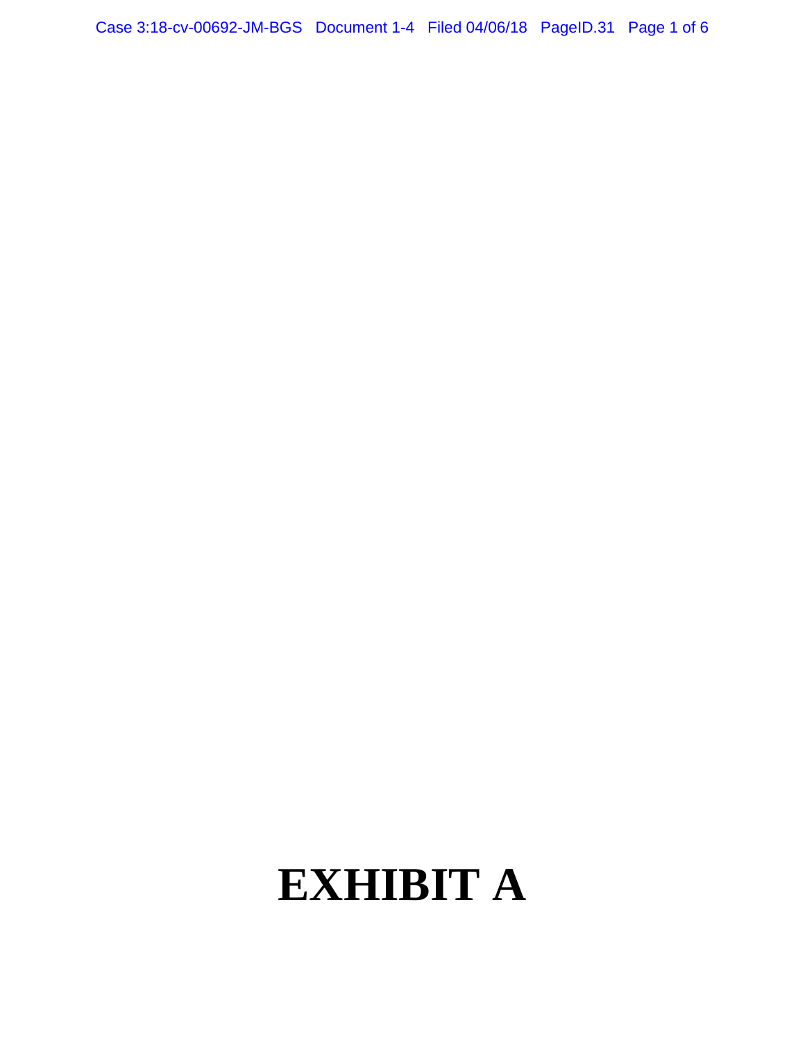# EXHIBIT A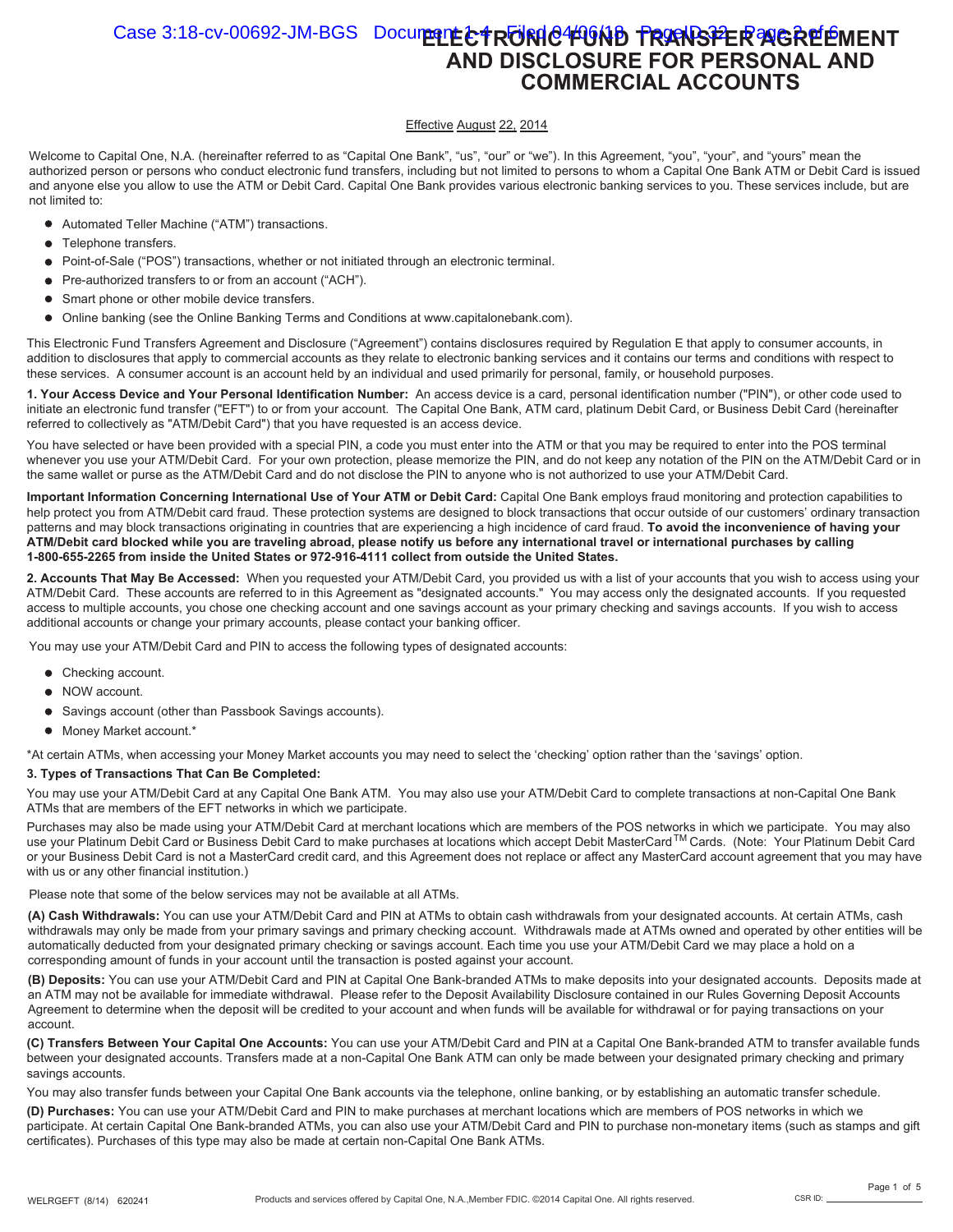# ELECTRONIC FUND TRANSFER AGREEMENT AND DISCLOSURE FOR PERSONAL AND COMMERCIAL ACCOUNTS

Effective August 22, 2014

Welcome to Capital One, N.A. (hereinafter referred to as "Capital One Bank", "us", "our" or "we"). In this Agreement, "you", "your", and "yours" mean the authorized person or persons who conduct electronic fund transfers, including but not limited to persons to whom a Capital One Bank ATM or Debit Card is issued and anyone else you allow to use the ATM or Debit Card. Capital One Bank provides various electronic banking services to you. These services include, but are not limited to:

- Automated Teller Machine ("ATM") transactions.
- Telephone transfers.
- Point-of-Sale ("POS") transactions, whether or not initiated through an electronic terminal.
- Pre-authorized transfers to or from an account ("ACH").
- Smart phone or other mobile device transfers.
- Online banking (see the Online Banking Terms and Conditions at www.capitalonebank.com).

This Electronic Fund Transfers Agreement and Disclosure ("Agreement") contains disclosures required by Regulation E that apply to consumer accounts, in addition to disclosures that apply to commercial accounts as they relate to electronic banking services and it contains our terms and conditions with respect to these services. A consumer account is an account held by an individual and used primarily for personal, family, or household purposes.

**1. Your Access Device and Your Personal Identification Number:** An access device is a card, personal identification number ("PIN"), or other code used to initiate an electronic fund transfer ("EFT") to or from your account. The Capital One Bank, ATM card, platinum Debit Card, or Business Debit Card (hereinafter referred to collectively as "ATM/Debit Card") that you have requested is an access device.

You have selected or have been provided with a special PIN, a code you must enter into the ATM or that you may be required to enter into the POS terminal whenever you use your ATM/Debit Card. For your own protection, please memorize the PIN, and do not keep any notation of the PIN on the ATM/Debit Card or in the same wallet or purse as the ATM/Debit Card and do not disclose the PIN to anyone who is not authorized to use your ATM/Debit Card.

**Important Information Concerning International Use of Your ATM or Debit Card:** Capital One Bank employs fraud monitoring and protection capabilities to help protect you from ATM/Debit card fraud. These protection systems are designed to block transactions that occur outside of our customers' ordinary transaction patterns and may block transactions originating in countries that are experiencing a high incidence of card fraud. **To avoid the inconvenience of having your ATM/Debit card blocked while you are traveling abroad, please notify us before any international travel or international purchases by calling 1-800-655-2265 from inside the United States or 972-916-4111 collect from outside the United States.**

**2. Accounts That May Be Accessed:** When you requested your ATM/Debit Card, you provided us with a list of your accounts that you wish to access using your ATM/Debit Card. These accounts are referred to in this Agreement as "designated accounts." You may access only the designated accounts. If you requested access to multiple accounts, you chose one checking account and one savings account as your primary checking and savings accounts. If you wish to access additional accounts or change your primary accounts, please contact your banking officer.

You may use your ATM/Debit Card and PIN to access the following types of designated accounts:

- Checking account.
- NOW account.
- Savings account (other than Passbook Savings accounts).
- Money Market account.*

*At certain ATMs, when accessing your Money Market accounts you may need to select the 'checking' option rather than the 'savings' option.

**3. Types of Transactions That Can Be Completed:**

You may use your ATM/Debit Card at any Capital One Bank ATM. You may also use your ATM/Debit Card to complete transactions at non-Capital One Bank ATMs that are members of the EFT networks in which we participate.

Purchases may also be made using your ATM/Debit Card at merchant locations which are members of the POS networks in which we participate. You may also use your Platinum Debit Card or Business Debit Card to make purchases at locations which accept Debit MasterCard™ Cards. (Note: Your Platinum Debit Card or your Business Debit Card is not a MasterCard credit card, and this Agreement does not replace or affect any MasterCard account agreement that you may have with us or any other financial institution.)

Please note that some of the below services may not be available at all ATMs.

**(A) Cash Withdrawals:** You can use your ATM/Debit Card and PIN at ATMs to obtain cash withdrawals from your designated accounts. At certain ATMs, cash withdrawals may only be made from your primary savings and primary checking account. Withdrawals made at ATMs owned and operated by other entities will be automatically deducted from your designated primary checking or savings account. Each time you use your ATM/Debit Card we may place a hold on a corresponding amount of funds in your account until the transaction is posted against your account.

**(B) Deposits:** You can use your ATM/Debit Card and PIN at Capital One Bank-branded ATMs to make deposits into your designated accounts. Deposits made at an ATM may not be available for immediate withdrawal. Please refer to the Deposit Availability Disclosure contained in our Rules Governing Deposit Accounts Agreement to determine when the deposit will be credited to your account and when funds will be available for withdrawal or for paying transactions on your account.

**(C) Transfers Between Your Capital One Accounts:** You can use your ATM/Debit Card and PIN at a Capital One Bank-branded ATM to transfer available funds between your designated accounts. Transfers made at a non-Capital One Bank ATM can only be made between your designated primary checking and primary savings accounts.

You may also transfer funds between your Capital One Bank accounts via the telephone, online banking, or by establishing an automatic transfer schedule.

**(D) Purchases:** You can use your ATM/Debit Card and PIN to make purchases at merchant locations which are members of POS networks in which we participate. At certain Capital One Bank-branded ATMs, you can also use your ATM/Debit Card and PIN to purchase non-monetary items (such as stamps and gift certificates). Purchases of this type may also be made at certain non-Capital One Bank ATMs.

WELRGEFT (8/14) 620241 Products and services offered by Capital One, N.A.,Member FDIC. ©2014 Capital One. All rights reserved. CSR ID: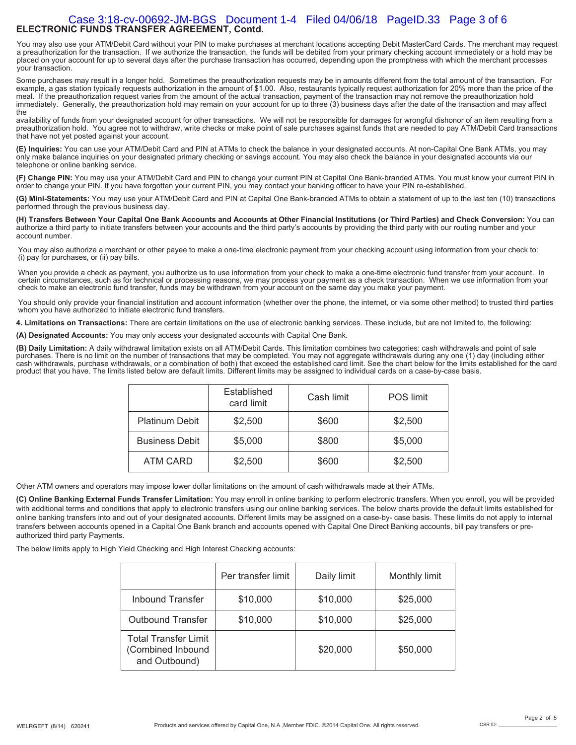## ELECTRONIC FUNDS TRANSFER AGREEMENT, Contd.

You may also use your ATM/Debit Card without your PIN to make purchases at merchant locations accepting Debit MasterCard Cards. The merchant may request a preauthorization for the transaction. If we authorize the transaction, the funds will be debited from your primary checking account immediately or a hold may be placed on your account for up to several days after the purchase transaction has occurred, depending upon the promptness with which the merchant processes your transaction.

Some purchases may result in a longer hold. Sometimes the preauthorization requests may be in amounts different from the total amount of the transaction. For example, a gas station typically requests authorization in the amount of $1.00. Also, restaurants typically request authorization for 20% more than the price of the meal. If the preauthorization request varies from the amount of the actual transaction, payment of the transaction may not remove the preauthorization hold immediately. Generally, the preauthorization hold may remain on your account for up to three (3) business days after the date of the transaction and may affect the availability of funds from your designated account for other transactions. We will not be responsible for damages for wrongful dishonor of an item resulting from a preauthorization hold. You agree not to withdraw, write checks or make point of sale purchases against funds that are needed to pay ATM/Debit Card transactions that have not yet posted against your account.

**(E) Inquiries:** You can use your ATM/Debit Card and PIN at ATMs to check the balance in your designated accounts. At non-Capital One Bank ATMs, you may only make balance inquiries on your designated primary checking or savings account. You may also check the balance in your designated accounts via our telephone or online banking service.

**(F) Change PIN:** You may use your ATM/Debit Card and PIN to change your current PIN at Capital One Bank-branded ATMs. You must know your current PIN in order to change your PIN. If you have forgotten your current PIN, you may contact your banking officer to have your PIN re-established.

**(G) Mini-Statements:** You may use your ATM/Debit Card and PIN at Capital One Bank-branded ATMs to obtain a statement of up to the last ten (10) transactions performed through the previous business day.

**(H) Transfers Between Your Capital One Bank Accounts and Accounts at Other Financial Institutions (or Third Parties) and Check Conversion:** You can authorize a third party to initiate transfers between your accounts and the third party's accounts by providing the third party with our routing number and your account number.

You may also authorize a merchant or other payee to make a one-time electronic payment from your checking account using information from your check to: (i) pay for purchases, or (ii) pay bills.

When you provide a check as payment, you authorize us to use information from your check to make a one-time electronic fund transfer from your account. In certain circumstances, such as for technical or processing reasons, we may process your payment as a check transaction. When we use information from your check to make an electronic fund transfer, funds may be withdrawn from your account on the same day you make your payment.

You should only provide your financial institution and account information (whether over the phone, the internet, or via some other method) to trusted third parties whom you have authorized to initiate electronic fund transfers.

**4. Limitations on Transactions:** There are certain limitations on the use of electronic banking services. These include, but are not limited to, the following:

**(A) Designated Accounts:** You may only access your designated accounts with Capital One Bank.

**(B) Daily Limitation:** A daily withdrawal limitation exists on all ATM/Debit Cards. This limitation combines two categories: cash withdrawals and point of sale purchases. There is no limit on the number of transactions that may be completed. You may not aggregate withdrawals during any one (1) day (including either cash withdrawals, purchase withdrawals, or a combination of both) that exceed the established card limit. See the chart below for the limits established for the card product that you have. The limits listed below are default limits. Different limits may be assigned to individual cards on a case-by-case basis.

| | Established card limit | Cash limit | POS limit |
|---|---|---|---|
| Platinum Debit | $2,500 | $600 | $2,500 |
| Business Debit | $5,000 | $800 | $5,000 |
| ATM CARD | $2,500 | $600 | $2,500 |

Other ATM owners and operators may impose lower dollar limitations on the amount of cash withdrawals made at their ATMs.

**(C) Online Banking External Funds Transfer Limitation:** You may enroll in online banking to perform electronic transfers. When you enroll, you will be provided with additional terms and conditions that apply to electronic transfers using our online banking services. The below charts provide the default limits established for online banking transfers into and out of your designated accounts. Different limits may be assigned on a case-by- case basis. These limits do not apply to internal transfers between accounts opened in a Capital One Bank branch and accounts opened with Capital One Direct Banking accounts, bill pay transfers or pre-authorized third party Payments.

The below limits apply to High Yield Checking and High Interest Checking accounts:

| | Per transfer limit | Daily limit | Monthly limit |
|---|---|---|---|
| Inbound Transfer | $10,000 | $10,000 | $25,000 |
| Outbound Transfer | $10,000 | $10,000 | $25,000 |
| Total Transfer Limit (Combined Inbound and Outbound) | | $20,000 | $50,000 |

WELRGEFT (8/14) 620241 Products and services offered by Capital One, N.A.,Member FDIC. ©2014 Capital One. All rights reserved. CSR ID: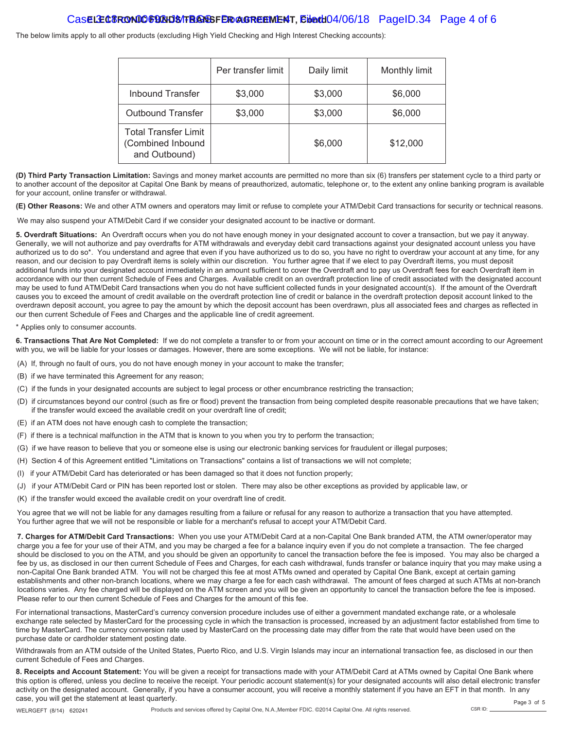The below limits apply to all other products (excluding High Yield Checking and High Interest Checking accounts):

| | Per transfer limit | Daily limit | Monthly limit |
|---|---|---|---|
| Inbound Transfer | $3,000 | $3,000 | $6,000 |
| Outbound Transfer | $3,000 | $3,000 | $6,000 |
| Total Transfer Limit (Combined Inbound and Outbound) | | $6,000 | $12,000 |

**(D) Third Party Transaction Limitation:** Savings and money market accounts are permitted no more than six (6) transfers per statement cycle to a third party or to another account of the depositor at Capital One Bank by means of preauthorized, automatic, telephone or, to the extent any online banking program is available for your account, online transfer or withdrawal.

**(E) Other Reasons:** We and other ATM owners and operators may limit or refuse to complete your ATM/Debit Card transactions for security or technical reasons.

We may also suspend your ATM/Debit Card if we consider your designated account to be inactive or dormant.

**5. Overdraft Situations:** An Overdraft occurs when you do not have enough money in your designated account to cover a transaction, but we pay it anyway. Generally, we will not authorize and pay overdrafts for ATM withdrawals and everyday debit card transactions against your designated account unless you have authorized us to do so*. You understand and agree that even if you have authorized us to do so, you have no right to overdraw your account at any time, for any reason, and our decision to pay Overdraft items is solely within our discretion. You further agree that if we elect to pay Overdraft items, you must deposit additional funds into your designated account immediately in an amount sufficient to cover the Overdraft and to pay us Overdraft fees for each Overdraft item in accordance with our then current Schedule of Fees and Charges. Available credit on an overdraft protection line of credit associated with the designated account may be used to fund ATM/Debit Card transactions when you do not have sufficient collected funds in your designated account(s). If the amount of the Overdraft causes you to exceed the amount of credit available on the overdraft protection line of credit or balance in the overdraft protection deposit account linked to the overdrawn deposit account, you agree to pay the amount by which the deposit account has been overdrawn, plus all associated fees and charges as reflected in our then current Schedule of Fees and Charges and the applicable line of credit agreement.

* Applies only to consumer accounts.

**6. Transactions That Are Not Completed:** If we do not complete a transfer to or from your account on time or in the correct amount according to our Agreement with you, we will be liable for your losses or damages. However, there are some exceptions. We will not be liable, for instance:

(A) If, through no fault of ours, you do not have enough money in your account to make the transfer;

(B) if we have terminated this Agreement for any reason;

(C) if the funds in your designated accounts are subject to legal process or other encumbrance restricting the transaction;

(D) if circumstances beyond our control (such as fire or flood) prevent the transaction from being completed despite reasonable precautions that we have taken; if the transfer would exceed the available credit on your overdraft line of credit;

(E) if an ATM does not have enough cash to complete the transaction;

(F) if there is a technical malfunction in the ATM that is known to you when you try to perform the transaction;

(G) if we have reason to believe that you or someone else is using our electronic banking services for fraudulent or illegal purposes;

(H) Section 4 of this Agreement entitled "Limitations on Transactions" contains a list of transactions we will not complete;

(I) if your ATM/Debit Card has deteriorated or has been damaged so that it does not function properly;

(J) if your ATM/Debit Card or PIN has been reported lost or stolen. There may also be other exceptions as provided by applicable law, or

(K) if the transfer would exceed the available credit on your overdraft line of credit.

You agree that we will not be liable for any damages resulting from a failure or refusal for any reason to authorize a transaction that you have attempted. You further agree that we will not be responsible or liable for a merchant's refusal to accept your ATM/Debit Card.

**7. Charges for ATM/Debit Card Transactions:** When you use your ATM/Debit Card at a non-Capital One Bank branded ATM, the ATM owner/operator may charge you a fee for your use of their ATM, and you may be charged a fee for a balance inquiry even if you do not complete a transaction. The fee charged should be disclosed to you on the ATM, and you should be given an opportunity to cancel the transaction before the fee is imposed. You may also be charged a fee by us, as disclosed in our then current Schedule of Fees and Charges, for each cash withdrawal, funds transfer or balance inquiry that you may make using a non-Capital One Bank branded ATM. You will not be charged this fee at most ATMs owned and operated by Capital One Bank, except at certain gaming establishments and other non-branch locations, where we may charge a fee for each cash withdrawal. The amount of fees charged at such ATMs at non-branch locations varies. Any fee charged will be displayed on the ATM screen and you will be given an opportunity to cancel the transaction before the fee is imposed. Please refer to our then current Schedule of Fees and Charges for the amount of this fee.

For international transactions, MasterCard's currency conversion procedure includes use of either a government mandated exchange rate, or a wholesale exchange rate selected by MasterCard for the processing cycle in which the transaction is processed, increased by an adjustment factor established from time to time by MasterCard. The currency conversion rate used by MasterCard on the processing date may differ from the rate that would have been used on the purchase date or cardholder statement posting date.

Withdrawals from an ATM outside of the United States, Puerto Rico, and U.S. Virgin Islands may incur an international transaction fee, as disclosed in our then current Schedule of Fees and Charges.

**8. Receipts and Account Statement:** You will be given a receipt for transactions made with your ATM/Debit Card at ATMs owned by Capital One Bank where this option is offered, unless you decline to receive the receipt. Your periodic account statement(s) for your designated accounts will also detail electronic transfer activity on the designated account. Generally, if you have a consumer account, you will receive a monthly statement if you have an EFT in that month. In any case, you will get the statement at least quarterly.

WELRGEFT (8/14) 620241 Products and services offered by Capital One, N.A.,Member FDIC. ©2014 Capital One. All rights reserved. CSR ID: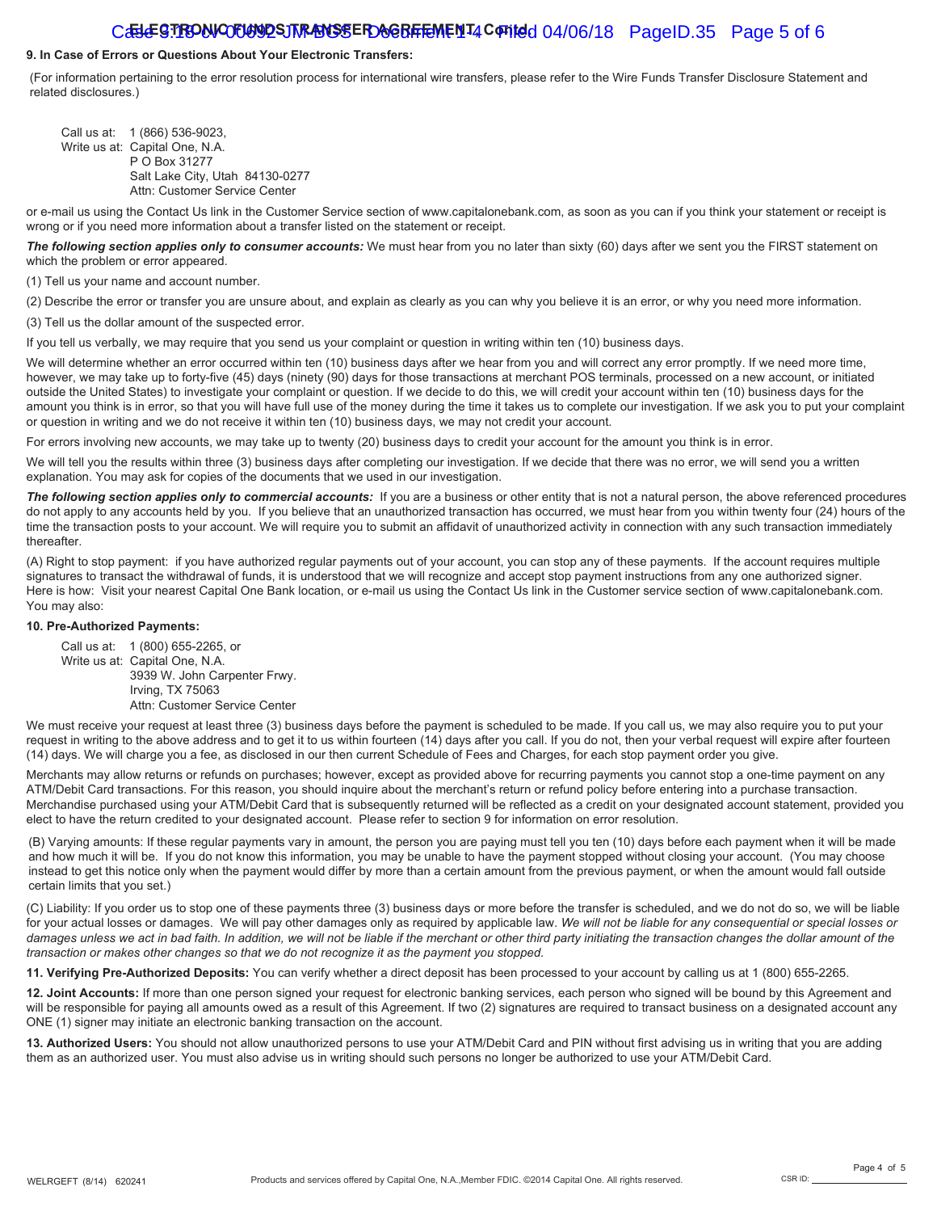**9. In Case of Errors or Questions About Your Electronic Transfers:**

(For information pertaining to the error resolution process for international wire transfers, please refer to the Wire Funds Transfer Disclosure Statement and related disclosures.)

Call us at: 1 (866) 536-9023,
Write us at: Capital One, N.A.
P O Box 31277
Salt Lake City, Utah 84130-0277
Attn: Customer Service Center

or e-mail us using the Contact Us link in the Customer Service section of www.capitalonebank.com, as soon as you can if you think your statement or receipt is wrong or if you need more information about a transfer listed on the statement or receipt.

***The following section applies only to consumer accounts:*** We must hear from you no later than sixty (60) days after we sent you the FIRST statement on which the problem or error appeared.

(1) Tell us your name and account number.

(2) Describe the error or transfer you are unsure about, and explain as clearly as you can why you believe it is an error, or why you need more information.

(3) Tell us the dollar amount of the suspected error.

If you tell us verbally, we may require that you send us your complaint or question in writing within ten (10) business days.

We will determine whether an error occurred within ten (10) business days after we hear from you and will correct any error promptly. If we need more time, however, we may take up to forty-five (45) days (ninety (90) days for those transactions at merchant POS terminals, processed on a new account, or initiated outside the United States) to investigate your complaint or question. If we decide to do this, we will credit your account within ten (10) business days for the amount you think is in error, so that you will have full use of the money during the time it takes us to complete our investigation. If we ask you to put your complaint or question in writing and we do not receive it within ten (10) business days, we may not credit your account.

For errors involving new accounts, we may take up to twenty (20) business days to credit your account for the amount you think is in error.

We will tell you the results within three (3) business days after completing our investigation. If we decide that there was no error, we will send you a written explanation. You may ask for copies of the documents that we used in our investigation.

***The following section applies only to commercial accounts:*** If you are a business or other entity that is not a natural person, the above referenced procedures do not apply to any accounts held by you. If you believe that an unauthorized transaction has occurred, we must hear from you within twenty four (24) hours of the time the transaction posts to your account. We will require you to submit an affidavit of unauthorized activity in connection with any such transaction immediately thereafter.

(A) Right to stop payment: if you have authorized regular payments out of your account, you can stop any of these payments. If the account requires multiple signatures to transact the withdrawal of funds, it is understood that we will recognize and accept stop payment instructions from any one authorized signer. Here is how: Visit your nearest Capital One Bank location, or e-mail us using the Contact Us link in the Customer service section of www.capitalonebank.com. You may also:

**10. Pre-Authorized Payments:**

Call us at: 1 (800) 655-2265, or
Write us at: Capital One, N.A.
3939 W. John Carpenter Frwy.
Irving, TX 75063
Attn: Customer Service Center

We must receive your request at least three (3) business days before the payment is scheduled to be made. If you call us, we may also require you to put your request in writing to the above address and to get it to us within fourteen (14) days after you call. If you do not, then your verbal request will expire after fourteen (14) days. We will charge you a fee, as disclosed in our then current Schedule of Fees and Charges, for each stop payment order you give.

Merchants may allow returns or refunds on purchases; however, except as provided above for recurring payments you cannot stop a one-time payment on any ATM/Debit Card transactions. For this reason, you should inquire about the merchant's return or refund policy before entering into a purchase transaction. Merchandise purchased using your ATM/Debit Card that is subsequently returned will be reflected as a credit on your designated account statement, provided you elect to have the return credited to your designated account. Please refer to section 9 for information on error resolution.

(B) Varying amounts: If these regular payments vary in amount, the person you are paying must tell you ten (10) days before each payment when it will be made and how much it will be. If you do not know this information, you may be unable to have the payment stopped without closing your account. (You may choose instead to get this notice only when the payment would differ by more than a certain amount from the previous payment, or when the amount would fall outside certain limits that you set.)

(C) Liability: If you order us to stop one of these payments three (3) business days or more before the transfer is scheduled, and we do not do so, we will be liable for your actual losses or damages. We will pay other damages only as required by applicable law. *We will not be liable for any consequential or special losses or damages unless we act in bad faith. In addition, we will not be liable if the merchant or other third party initiating the transaction changes the dollar amount of the transaction or makes other changes so that we do not recognize it as the payment you stopped.*

**11. Verifying Pre-Authorized Deposits:** You can verify whether a direct deposit has been processed to your account by calling us at 1 (800) 655-2265.

**12. Joint Accounts:** If more than one person signed your request for electronic banking services, each person who signed will be bound by this Agreement and will be responsible for paying all amounts owed as a result of this Agreement. If two (2) signatures are required to transact business on a designated account any ONE (1) signer may initiate an electronic banking transaction on the account.

**13. Authorized Users:** You should not allow unauthorized persons to use your ATM/Debit Card and PIN without first advising us in writing that you are adding them as an authorized user. You must also advise us in writing should such persons no longer be authorized to use your ATM/Debit Card.

WELRGEFT (8/14) 620241 Products and services offered by Capital One, N.A.,Member FDIC. ©2014 Capital One. All rights reserved. CSR ID: ____________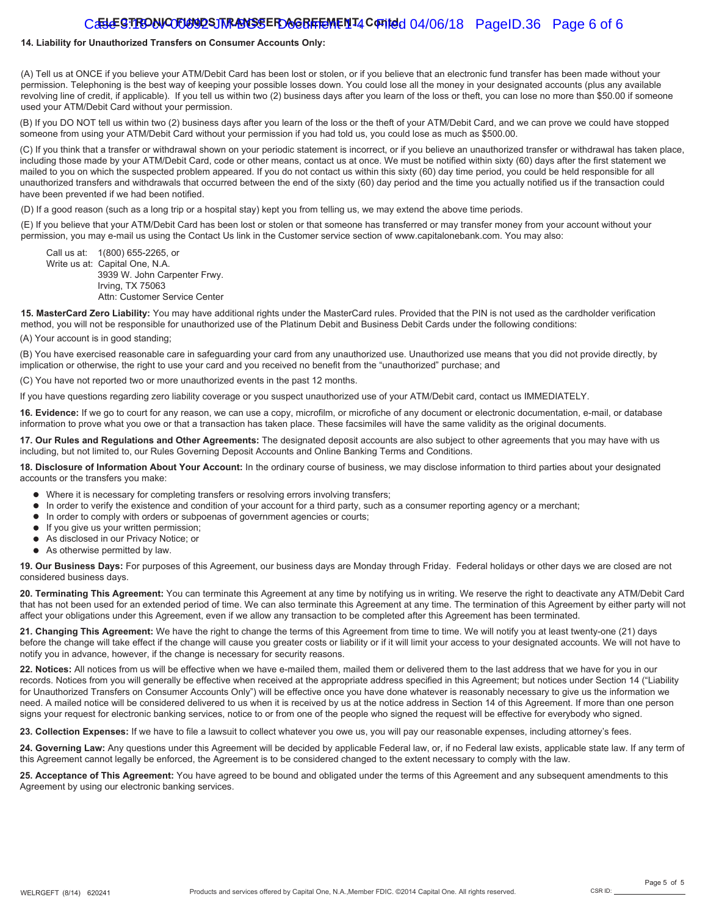**14. Liability for Unauthorized Transfers on Consumer Accounts Only:**

(A) Tell us at ONCE if you believe your ATM/Debit Card has been lost or stolen, or if you believe that an electronic fund transfer has been made without your permission. Telephoning is the best way of keeping your possible losses down. You could lose all the money in your designated accounts (plus any available revolving line of credit, if applicable). If you tell us within two (2) business days after you learn of the loss or theft, you can lose no more than $50.00 if someone used your ATM/Debit Card without your permission.

(B) If you DO NOT tell us within two (2) business days after you learn of the loss or the theft of your ATM/Debit Card, and we can prove we could have stopped someone from using your ATM/Debit Card without your permission if you had told us, you could lose as much as $500.00.

(C) If you think that a transfer or withdrawal shown on your periodic statement is incorrect, or if you believe an unauthorized transfer or withdrawal has taken place, including those made by your ATM/Debit Card, code or other means, contact us at once. We must be notified within sixty (60) days after the first statement we mailed to you on which the suspected problem appeared. If you do not contact us within this sixty (60) day time period, you could be held responsible for all unauthorized transfers and withdrawals that occurred between the end of the sixty (60) day period and the time you actually notified us if the transaction could have been prevented if we had been notified.

(D) If a good reason (such as a long trip or a hospital stay) kept you from telling us, we may extend the above time periods.

(E) If you believe that your ATM/Debit Card has been lost or stolen or that someone has transferred or may transfer money from your account without your permission, you may e-mail us using the Contact Us link in the Customer service section of www.capitalonebank.com. You may also:

Call us at: 1(800) 655-2265, or
Write us at: Capital One, N.A.
3939 W. John Carpenter Frwy.
Irving, TX 75063
Attn: Customer Service Center

**15. MasterCard Zero Liability:** You may have additional rights under the MasterCard rules. Provided that the PIN is not used as the cardholder verification method, you will not be responsible for unauthorized use of the Platinum Debit and Business Debit Cards under the following conditions:

(A) Your account is in good standing;

(B) You have exercised reasonable care in safeguarding your card from any unauthorized use. Unauthorized use means that you did not provide directly, by implication or otherwise, the right to use your card and you received no benefit from the "unauthorized" purchase; and

(C) You have not reported two or more unauthorized events in the past 12 months.

If you have questions regarding zero liability coverage or you suspect unauthorized use of your ATM/Debit card, contact us IMMEDIATELY.

**16. Evidence:** If we go to court for any reason, we can use a copy, microfilm, or microfiche of any document or electronic documentation, e-mail, or database information to prove what you owe or that a transaction has taken place. These facsimiles will have the same validity as the original documents.

**17. Our Rules and Regulations and Other Agreements:** The designated deposit accounts are also subject to other agreements that you may have with us including, but not limited to, our Rules Governing Deposit Accounts and Online Banking Terms and Conditions.

**18. Disclosure of Information About Your Account:** In the ordinary course of business, we may disclose information to third parties about your designated accounts or the transfers you make:

- Where it is necessary for completing transfers or resolving errors involving transfers;
- In order to verify the existence and condition of your account for a third party, such as a consumer reporting agency or a merchant;
- In order to comply with orders or subpoenas of government agencies or courts;
- If you give us your written permission;
- As disclosed in our Privacy Notice; or
- As otherwise permitted by law.

**19. Our Business Days:** For purposes of this Agreement, our business days are Monday through Friday. Federal holidays or other days we are closed are not considered business days.

**20. Terminating This Agreement:** You can terminate this Agreement at any time by notifying us in writing. We reserve the right to deactivate any ATM/Debit Card that has not been used for an extended period of time. We can also terminate this Agreement at any time. The termination of this Agreement by either party will not affect your obligations under this Agreement, even if we allow any transaction to be completed after this Agreement has been terminated.

**21. Changing This Agreement:** We have the right to change the terms of this Agreement from time to time. We will notify you at least twenty-one (21) days before the change will take effect if the change will cause you greater costs or liability or if it will limit your access to your designated accounts. We will not have to notify you in advance, however, if the change is necessary for security reasons.

**22. Notices:** All notices from us will be effective when we have e-mailed them, mailed them or delivered them to the last address that we have for you in our records. Notices from you will generally be effective when received at the appropriate address specified in this Agreement; but notices under Section 14 ("Liability for Unauthorized Transfers on Consumer Accounts Only") will be effective once you have done whatever is reasonably necessary to give us the information we need. A mailed notice will be considered delivered to us when it is received by us at the notice address in Section 14 of this Agreement. If more than one person signs your request for electronic banking services, notice to or from one of the people who signed the request will be effective for everybody who signed.

**23. Collection Expenses:** If we have to file a lawsuit to collect whatever you owe us, you will pay our reasonable expenses, including attorney's fees.

**24. Governing Law:** Any questions under this Agreement will be decided by applicable Federal law, or, if no Federal law exists, applicable state law. If any term of this Agreement cannot legally be enforced, the Agreement is to be considered changed to the extent necessary to comply with the law.

**25. Acceptance of This Agreement:** You have agreed to be bound and obligated under the terms of this Agreement and any subsequent amendments to this Agreement by using our electronic banking services.

WELRGEFT (8/14) 620241 Products and services offered by Capital One, N.A.,Member FDIC. ©2014 Capital One. All rights reserved. CSR ID: ____________